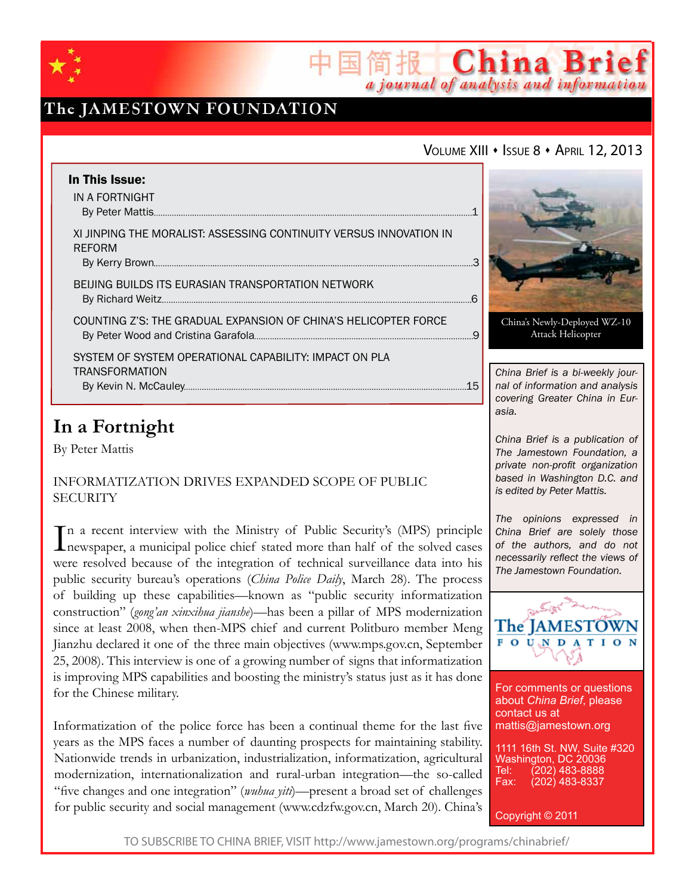# China Brief

中国简报 *a journal of analysis and information*

The JAMESTOWN FOUNDATION

VOLUME XIII • ISSUE 8 • APRIL 12, 2013

**In This Issue:**

IN A FORTNIGHT
By Peter Mattis .......... 1

XI JINPING THE MORALIST: ASSESSING CONTINUITY VERSUS INNOVATION IN REFORM
By Kerry Brown .......... 3

BEIJING BUILDS ITS EURASIAN TRANSPORTATION NETWORK
By Richard Weitz .......... 6

COUNTING Z'S: THE GRADUAL EXPANSION OF CHINA'S HELICOPTER FORCE
By Peter Wood and Cristina Garafola .......... 9

SYSTEM OF SYSTEM OPERATIONAL CAPABILITY: IMPACT ON PLA TRANSFORMATION
By Kevin N. McCauley .......... 15

China's Newly-Deployed WZ-10 Attack Helicopter

*China Brief is a bi-weekly journal of information and analysis covering Greater China in Eurasia.*

*China Brief is a publication of The Jamestown Foundation, a private non-profit organization based in Washington D.C. and is edited by Peter Mattis.*

*The opinions expressed in China Brief are solely those of the authors, and do not necessarily reflect the views of The Jamestown Foundation.*

For comments or questions about *China Brief*, please contact us at
mattis@jamestown.org

1111 16th St. NW, Suite #320
Washington, DC 20036
Tel: (202) 483-8888
Fax: (202) 483-8337

Copyright © 2011

## In a Fortnight

By Peter Mattis

### INFORMATIZATION DRIVES EXPANDED SCOPE OF PUBLIC SECURITY

In a recent interview with the Ministry of Public Security's (MPS) principle newspaper, a municipal police chief stated more than half of the solved cases were resolved because of the integration of technical surveillance data into his public security bureau's operations (*China Police Daily*, March 28). The process of building up these capabilities—known as "public security informatization construction" (*gong'an xinxihua jianshe*)—has been a pillar of MPS modernization since at least 2008, when then-MPS chief and current Politburo member Meng Jianzhu declared it one of the three main objectives (www.mps.gov.cn, September 25, 2008). This interview is one of a growing number of signs that informatization is improving MPS capabilities and boosting the ministry's status just as it has done for the Chinese military.

Informatization of the police force has been a continual theme for the last five years as the MPS faces a number of daunting prospects for maintaining stability. Nationwide trends in urbanization, industrialization, informatization, agricultural modernization, internationalization and rural-urban integration—the so-called "five changes and one integration" (*wuhua yiti*)—present a broad set of challenges for public security and social management (www.cdzfw.gov.cn, March 20). China's

TO SUBSCRIBE TO CHINA BRIEF, VISIT http://www.jamestown.org/programs/chinabrief/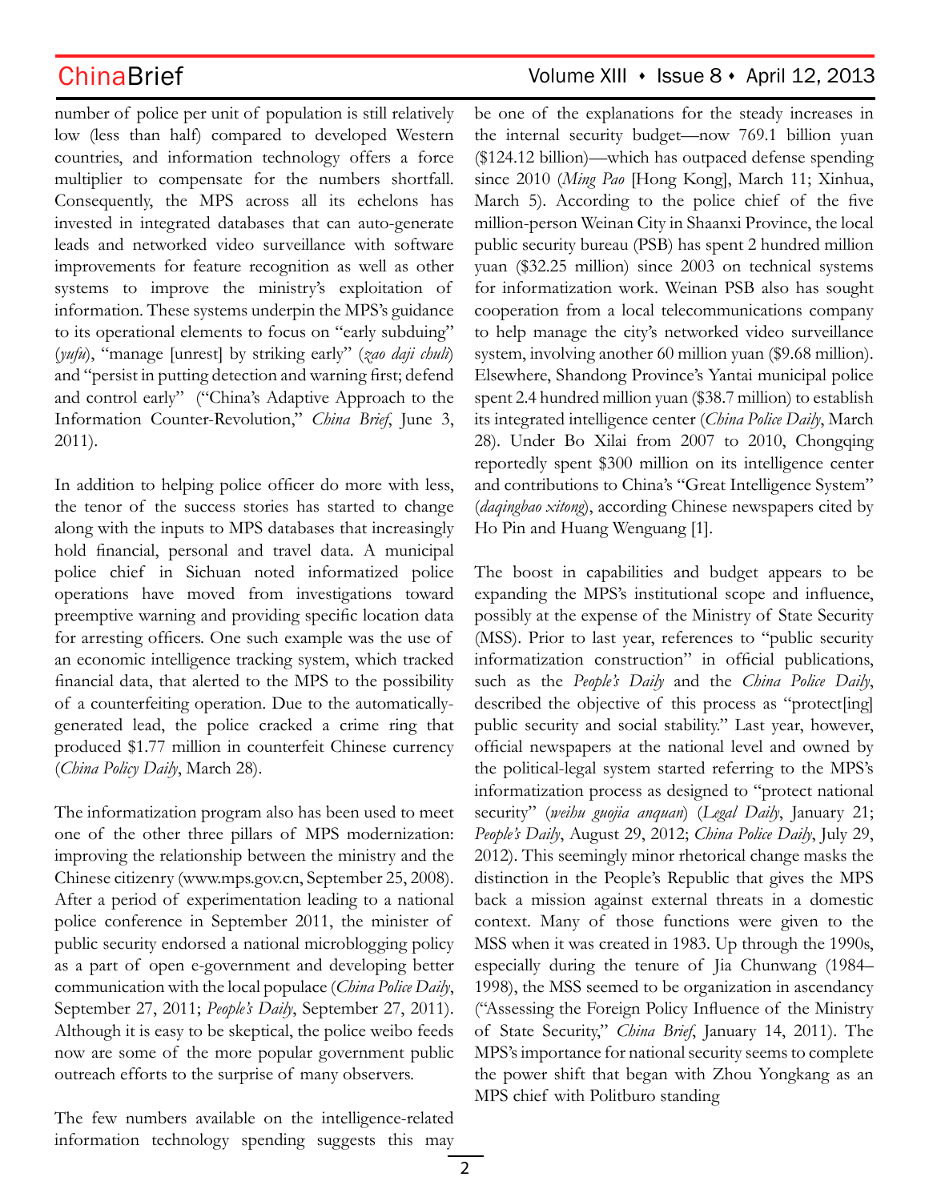number of police per unit of population is still relatively low (less than half) compared to developed Western countries, and information technology offers a force multiplier to compensate for the numbers shortfall. Consequently, the MPS across all its echelons has invested in integrated databases that can auto-generate leads and networked video surveillance with software improvements for feature recognition as well as other systems to improve the ministry's exploitation of information. These systems underpin the MPS's guidance to its operational elements to focus on "early subduing" (*yufu*), "manage [unrest] by striking early" (*zao daji chuli*) and "persist in putting detection and warning first; defend and control early" ("China's Adaptive Approach to the Information Counter-Revolution," *China Brief*, June 3, 2011).

In addition to helping police officer do more with less, the tenor of the success stories has started to change along with the inputs to MPS databases that increasingly hold financial, personal and travel data. A municipal police chief in Sichuan noted informatized police operations have moved from investigations toward preemptive warning and providing specific location data for arresting officers. One such example was the use of an economic intelligence tracking system, which tracked financial data, that alerted to the MPS to the possibility of a counterfeiting operation. Due to the automatically-generated lead, the police cracked a crime ring that produced $1.77 million in counterfeit Chinese currency (*China Policy Daily*, March 28).

The informatization program also has been used to meet one of the other three pillars of MPS modernization: improving the relationship between the ministry and the Chinese citizenry (www.mps.gov.cn, September 25, 2008). After a period of experimentation leading to a national police conference in September 2011, the minister of public security endorsed a national microblogging policy as a part of open e-government and developing better communication with the local populace (*China Police Daily*, September 27, 2011; *People's Daily*, September 27, 2011). Although it is easy to be skeptical, the police weibo feeds now are some of the more popular government public outreach efforts to the surprise of many observers.

The few numbers available on the intelligence-related information technology spending suggests this may be one of the explanations for the steady increases in the internal security budget—now 769.1 billion yuan ($124.12 billion)—which has outpaced defense spending since 2010 (*Ming Pao* [Hong Kong], March 11; Xinhua, March 5). According to the police chief of the five million-person Weinan City in Shaanxi Province, the local public security bureau (PSB) has spent 2 hundred million yuan ($32.25 million) since 2003 on technical systems for informatization work. Weinan PSB also has sought cooperation from a local telecommunications company to help manage the city's networked video surveillance system, involving another 60 million yuan ($9.68 million). Elsewhere, Shandong Province's Yantai municipal police spent 2.4 hundred million yuan ($38.7 million) to establish its integrated intelligence center (*China Police Daily*, March 28). Under Bo Xilai from 2007 to 2010, Chongqing reportedly spent $300 million on its intelligence center and contributions to China's "Great Intelligence System" (*daqingbao xitong*), according Chinese newspapers cited by Ho Pin and Huang Wenguang [1].

The boost in capabilities and budget appears to be expanding the MPS's institutional scope and influence, possibly at the expense of the Ministry of State Security (MSS). Prior to last year, references to "public security informatization construction" in official publications, such as the *People's Daily* and the *China Police Daily*, described the objective of this process as "protect[ing] public security and social stability." Last year, however, official newspapers at the national level and owned by the political-legal system started referring to the MPS's informatization process as designed to "protect national security" (*weihu guojia anquan*) (*Legal Daily*, January 21; *People's Daily*, August 29, 2012; *China Police Daily*, July 29, 2012). This seemingly minor rhetorical change masks the distinction in the People's Republic that gives the MPS back a mission against external threats in a domestic context. Many of those functions were given to the MSS when it was created in 1983. Up through the 1990s, especially during the tenure of Jia Chunwang (1984–1998), the MSS seemed to be organization in ascendancy ("Assessing the Foreign Policy Influence of the Ministry of State Security," *China Brief*, January 14, 2011). The MPS's importance for national security seems to complete the power shift that began with Zhou Yongkang as an MPS chief with Politburo standing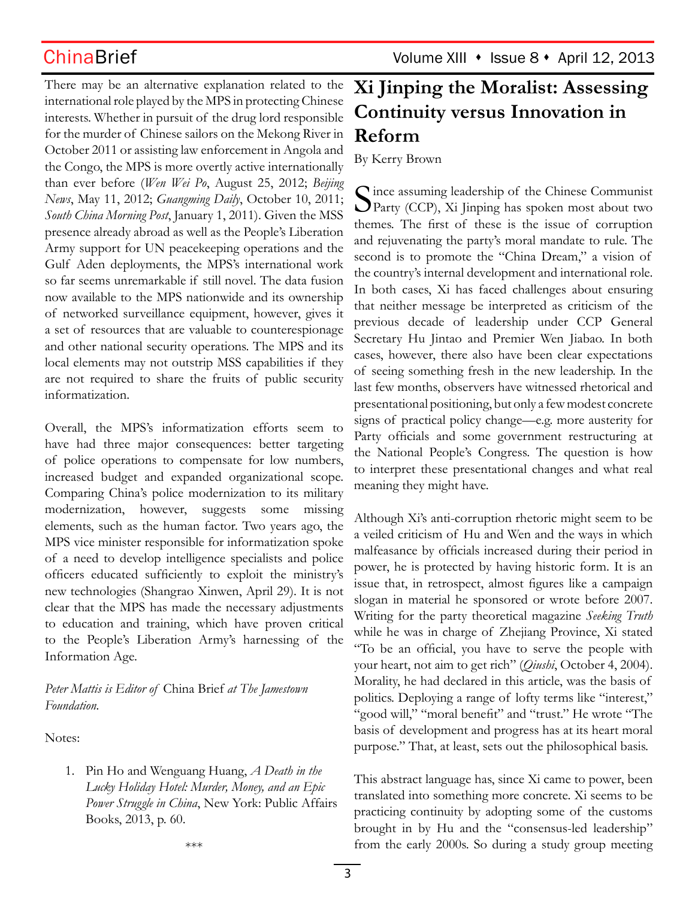There may be an alternative explanation related to the international role played by the MPS in protecting Chinese interests. Whether in pursuit of the drug lord responsible for the murder of Chinese sailors on the Mekong River in October 2011 or assisting law enforcement in Angola and the Congo, the MPS is more overtly active internationally than ever before (*Wen Wei Po*, August 25, 2012; *Beijing News*, May 11, 2012; *Guangming Daily*, October 10, 2011; *South China Morning Post*, January 1, 2011). Given the MSS presence already abroad as well as the People's Liberation Army support for UN peacekeeping operations and the Gulf Aden deployments, the MPS's international work so far seems unremarkable if still novel. The data fusion now available to the MPS nationwide and its ownership of networked surveillance equipment, however, gives it a set of resources that are valuable to counterespionage and other national security operations. The MPS and its local elements may not outstrip MSS capabilities if they are not required to share the fruits of public security informatization.

Overall, the MPS's informatization efforts seem to have had three major consequences: better targeting of police operations to compensate for low numbers, increased budget and expanded organizational scope. Comparing China's police modernization to its military modernization, however, suggests some missing elements, such as the human factor. Two years ago, the MPS vice minister responsible for informatization spoke of a need to develop intelligence specialists and police officers educated sufficiently to exploit the ministry's new technologies (Shangrao Xinwen, April 29). It is not clear that the MPS has made the necessary adjustments to education and training, which have proven critical to the People's Liberation Army's harnessing of the Information Age.

*Peter Mattis is Editor of* China Brief *at The Jamestown Foundation.*

Notes:

1. Pin Ho and Wenguang Huang, *A Death in the Lucky Holiday Hotel: Murder, Money, and an Epic Power Struggle in China*, New York: Public Affairs Books, 2013, p. 60.

\*\*\*

# Xi Jinping the Moralist: Assessing Continuity versus Innovation in Reform

By Kerry Brown

Since assuming leadership of the Chinese Communist Party (CCP), Xi Jinping has spoken most about two themes. The first of these is the issue of corruption and rejuvenating the party's moral mandate to rule. The second is to promote the "China Dream," a vision of the country's internal development and international role. In both cases, Xi has faced challenges about ensuring that neither message be interpreted as criticism of the previous decade of leadership under CCP General Secretary Hu Jintao and Premier Wen Jiabao. In both cases, however, there also have been clear expectations of seeing something fresh in the new leadership. In the last few months, observers have witnessed rhetorical and presentational positioning, but only a few modest concrete signs of practical policy change—e.g. more austerity for Party officials and some government restructuring at the National People's Congress. The question is how to interpret these presentational changes and what real meaning they might have.

Although Xi's anti-corruption rhetoric might seem to be a veiled criticism of Hu and Wen and the ways in which malfeasance by officials increased during their period in power, he is protected by having historic form. It is an issue that, in retrospect, almost figures like a campaign slogan in material he sponsored or wrote before 2007. Writing for the party theoretical magazine *Seeking Truth* while he was in charge of Zhejiang Province, Xi stated "To be an official, you have to serve the people with your heart, not aim to get rich" (*Qiushi*, October 4, 2004). Morality, he had declared in this article, was the basis of politics. Deploying a range of lofty terms like "interest," "good will," "moral benefit" and "trust." He wrote "The basis of development and progress has at its heart moral purpose." That, at least, sets out the philosophical basis.

This abstract language has, since Xi came to power, been translated into something more concrete. Xi seems to be practicing continuity by adopting some of the customs brought in by Hu and the "consensus-led leadership" from the early 2000s. So during a study group meeting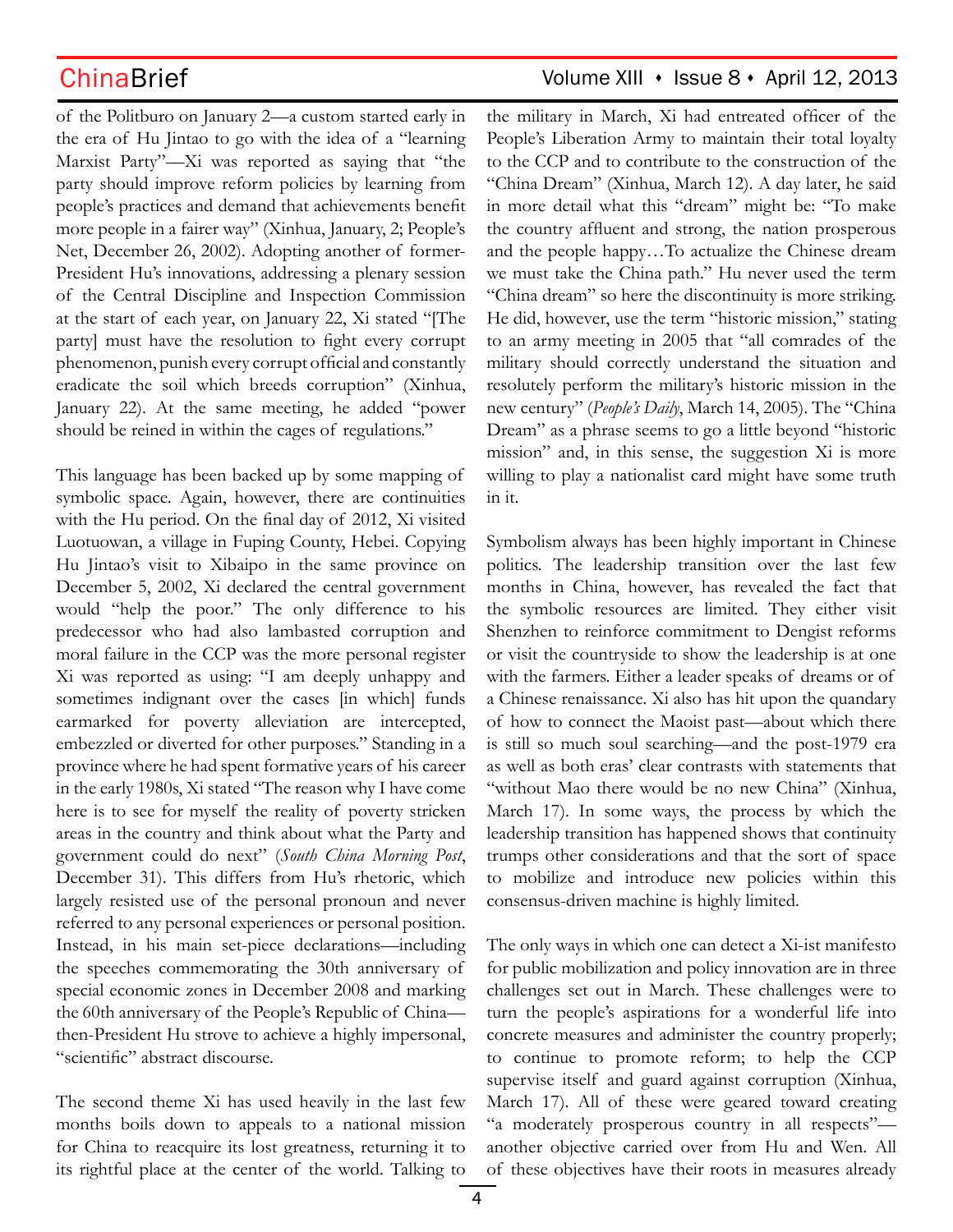of the Politburo on January 2—a custom started early in the era of Hu Jintao to go with the idea of a "learning Marxist Party"—Xi was reported as saying that "the party should improve reform policies by learning from people's practices and demand that achievements benefit more people in a fairer way" (Xinhua, January, 2; People's Net, December 26, 2002). Adopting another of former-President Hu's innovations, addressing a plenary session of the Central Discipline and Inspection Commission at the start of each year, on January 22, Xi stated "[The party] must have the resolution to fight every corrupt phenomenon, punish every corrupt official and constantly eradicate the soil which breeds corruption" (Xinhua, January 22). At the same meeting, he added "power should be reined in within the cages of regulations."

This language has been backed up by some mapping of symbolic space. Again, however, there are continuities with the Hu period. On the final day of 2012, Xi visited Luotuowan, a village in Fuping County, Hebei. Copying Hu Jintao's visit to Xibaipo in the same province on December 5, 2002, Xi declared the central government would "help the poor." The only difference to his predecessor who had also lambasted corruption and moral failure in the CCP was the more personal register Xi was reported as using: "I am deeply unhappy and sometimes indignant over the cases [in which] funds earmarked for poverty alleviation are intercepted, embezzled or diverted for other purposes." Standing in a province where he had spent formative years of his career in the early 1980s, Xi stated "The reason why I have come here is to see for myself the reality of poverty stricken areas in the country and think about what the Party and government could do next" (*South China Morning Post*, December 31). This differs from Hu's rhetoric, which largely resisted use of the personal pronoun and never referred to any personal experiences or personal position. Instead, in his main set-piece declarations—including the speeches commemorating the 30th anniversary of special economic zones in December 2008 and marking the 60th anniversary of the People's Republic of China—then-President Hu strove to achieve a highly impersonal, "scientific" abstract discourse.

The second theme Xi has used heavily in the last few months boils down to appeals to a national mission for China to reacquire its lost greatness, returning it to its rightful place at the center of the world. Talking to the military in March, Xi had entreated officer of the People's Liberation Army to maintain their total loyalty to the CCP and to contribute to the construction of the "China Dream" (Xinhua, March 12). A day later, he said in more detail what this "dream" might be: "To make the country affluent and strong, the nation prosperous and the people happy…To actualize the Chinese dream we must take the China path." Hu never used the term "China dream" so here the discontinuity is more striking. He did, however, use the term "historic mission," stating to an army meeting in 2005 that "all comrades of the military should correctly understand the situation and resolutely perform the military's historic mission in the new century" (*People's Daily*, March 14, 2005). The "China Dream" as a phrase seems to go a little beyond "historic mission" and, in this sense, the suggestion Xi is more willing to play a nationalist card might have some truth in it.

Symbolism always has been highly important in Chinese politics. The leadership transition over the last few months in China, however, has revealed the fact that the symbolic resources are limited. They either visit Shenzhen to reinforce commitment to Dengist reforms or visit the countryside to show the leadership is at one with the farmers. Either a leader speaks of dreams or of a Chinese renaissance. Xi also has hit upon the quandary of how to connect the Maoist past—about which there is still so much soul searching—and the post-1979 era as well as both eras' clear contrasts with statements that "without Mao there would be no new China" (Xinhua, March 17). In some ways, the process by which the leadership transition has happened shows that continuity trumps other considerations and that the sort of space to mobilize and introduce new policies within this consensus-driven machine is highly limited.

The only ways in which one can detect a Xi-ist manifesto for public mobilization and policy innovation are in three challenges set out in March. These challenges were to turn the people's aspirations for a wonderful life into concrete measures and administer the country properly; to continue to promote reform; to help the CCP supervise itself and guard against corruption (Xinhua, March 17). All of these were geared toward creating "a moderately prosperous country in all respects"—another objective carried over from Hu and Wen. All of these objectives have their roots in measures already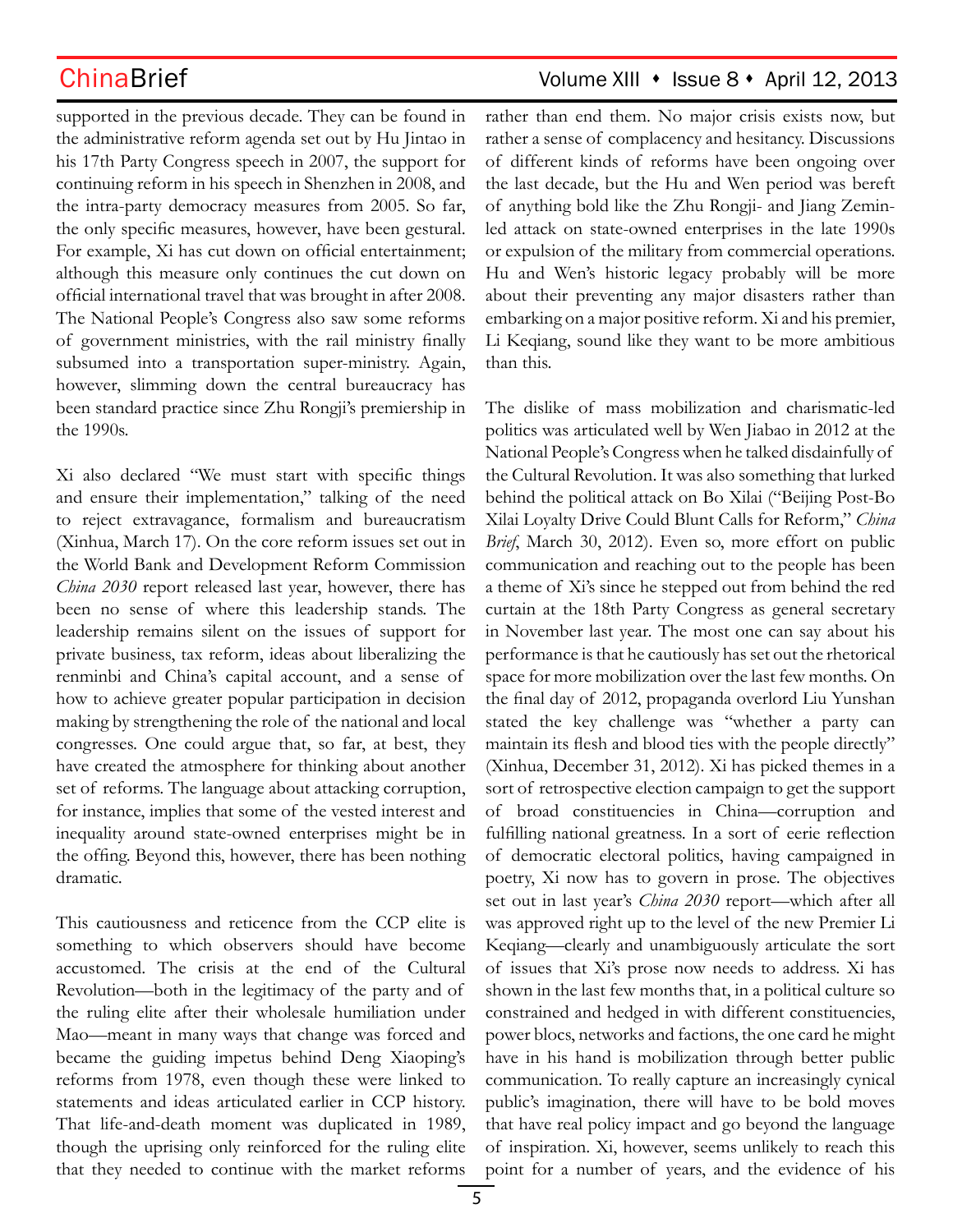supported in the previous decade. They can be found in the administrative reform agenda set out by Hu Jintao in his 17th Party Congress speech in 2007, the support for continuing reform in his speech in Shenzhen in 2008, and the intra-party democracy measures from 2005. So far, the only specific measures, however, have been gestural. For example, Xi has cut down on official entertainment; although this measure only continues the cut down on official international travel that was brought in after 2008. The National People's Congress also saw some reforms of government ministries, with the rail ministry finally subsumed into a transportation super-ministry. Again, however, slimming down the central bureaucracy has been standard practice since Zhu Rongji's premiership in the 1990s.

Xi also declared "We must start with specific things and ensure their implementation," talking of the need to reject extravagance, formalism and bureaucratism (Xinhua, March 17). On the core reform issues set out in the World Bank and Development Reform Commission *China 2030* report released last year, however, there has been no sense of where this leadership stands. The leadership remains silent on the issues of support for private business, tax reform, ideas about liberalizing the renminbi and China's capital account, and a sense of how to achieve greater popular participation in decision making by strengthening the role of the national and local congresses. One could argue that, so far, at best, they have created the atmosphere for thinking about another set of reforms. The language about attacking corruption, for instance, implies that some of the vested interest and inequality around state-owned enterprises might be in the offing. Beyond this, however, there has been nothing dramatic.

This cautiousness and reticence from the CCP elite is something to which observers should have become accustomed. The crisis at the end of the Cultural Revolution—both in the legitimacy of the party and of the ruling elite after their wholesale humiliation under Mao—meant in many ways that change was forced and became the guiding impetus behind Deng Xiaoping's reforms from 1978, even though these were linked to statements and ideas articulated earlier in CCP history. That life-and-death moment was duplicated in 1989, though the uprising only reinforced for the ruling elite that they needed to continue with the market reforms rather than end them. No major crisis exists now, but rather a sense of complacency and hesitancy. Discussions of different kinds of reforms have been ongoing over the last decade, but the Hu and Wen period was bereft of anything bold like the Zhu Rongji- and Jiang Zemin-led attack on state-owned enterprises in the late 1990s or expulsion of the military from commercial operations. Hu and Wen's historic legacy probably will be more about their preventing any major disasters rather than embarking on a major positive reform. Xi and his premier, Li Keqiang, sound like they want to be more ambitious than this.

The dislike of mass mobilization and charismatic-led politics was articulated well by Wen Jiabao in 2012 at the National People's Congress when he talked disdainfully of the Cultural Revolution. It was also something that lurked behind the political attack on Bo Xilai ("Beijing Post-Bo Xilai Loyalty Drive Could Blunt Calls for Reform," *China Brief*, March 30, 2012). Even so, more effort on public communication and reaching out to the people has been a theme of Xi's since he stepped out from behind the red curtain at the 18th Party Congress as general secretary in November last year. The most one can say about his performance is that he cautiously has set out the rhetorical space for more mobilization over the last few months. On the final day of 2012, propaganda overlord Liu Yunshan stated the key challenge was "whether a party can maintain its flesh and blood ties with the people directly" (Xinhua, December 31, 2012). Xi has picked themes in a sort of retrospective election campaign to get the support of broad constituencies in China—corruption and fulfilling national greatness. In a sort of eerie reflection of democratic electoral politics, having campaigned in poetry, Xi now has to govern in prose. The objectives set out in last year's *China 2030* report—which after all was approved right up to the level of the new Premier Li Keqiang—clearly and unambiguously articulate the sort of issues that Xi's prose now needs to address. Xi has shown in the last few months that, in a political culture so constrained and hedged in with different constituencies, power blocs, networks and factions, the one card he might have in his hand is mobilization through better public communication. To really capture an increasingly cynical public's imagination, there will have to be bold moves that have real policy impact and go beyond the language of inspiration. Xi, however, seems unlikely to reach this point for a number of years, and the evidence of his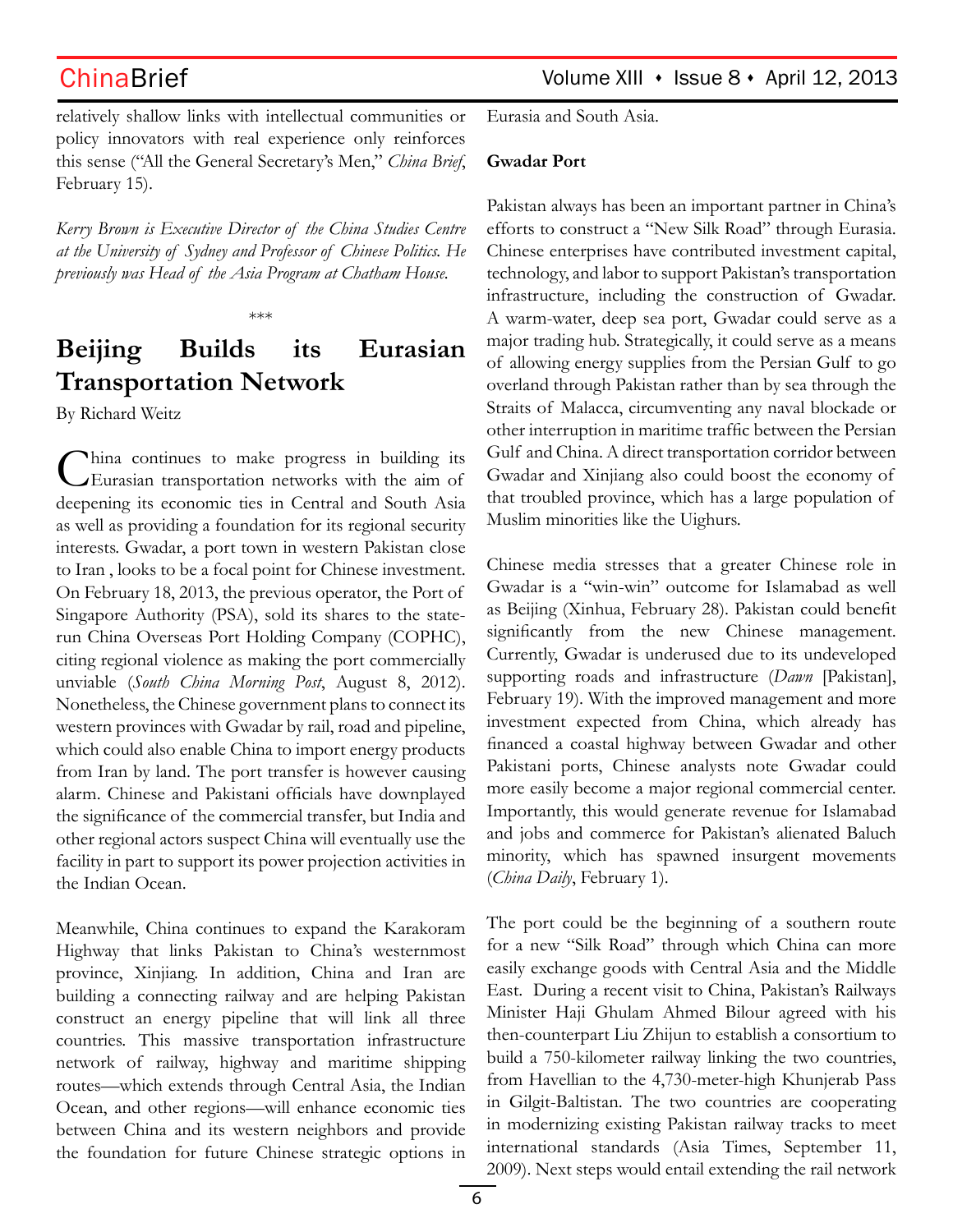relatively shallow links with intellectual communities or policy innovators with real experience only reinforces this sense ("All the General Secretary's Men," *China Brief*, February 15).

*Kerry Brown is Executive Director of the China Studies Centre at the University of Sydney and Professor of Chinese Politics. He previously was Head of the Asia Program at Chatham House.*

\*\*\*

# Beijing Builds its Eurasian Transportation Network

By Richard Weitz

China continues to make progress in building its Eurasian transportation networks with the aim of deepening its economic ties in Central and South Asia as well as providing a foundation for its regional security interests. Gwadar, a port town in western Pakistan close to Iran , looks to be a focal point for Chinese investment. On February 18, 2013, the previous operator, the Port of Singapore Authority (PSA), sold its shares to the state-run China Overseas Port Holding Company (COPHC), citing regional violence as making the port commercially unviable (*South China Morning Post*, August 8, 2012). Nonetheless, the Chinese government plans to connect its western provinces with Gwadar by rail, road and pipeline, which could also enable China to import energy products from Iran by land. The port transfer is however causing alarm. Chinese and Pakistani officials have downplayed the significance of the commercial transfer, but India and other regional actors suspect China will eventually use the facility in part to support its power projection activities in the Indian Ocean.

Meanwhile, China continues to expand the Karakoram Highway that links Pakistan to China's westernmost province, Xinjiang. In addition, China and Iran are building a connecting railway and are helping Pakistan construct an energy pipeline that will link all three countries. This massive transportation infrastructure network of railway, highway and maritime shipping routes—which extends through Central Asia, the Indian Ocean, and other regions—will enhance economic ties between China and its western neighbors and provide the foundation for future Chinese strategic options in Eurasia and South Asia.

**Gwadar Port**

Pakistan always has been an important partner in China's efforts to construct a "New Silk Road" through Eurasia. Chinese enterprises have contributed investment capital, technology, and labor to support Pakistan's transportation infrastructure, including the construction of Gwadar. A warm-water, deep sea port, Gwadar could serve as a major trading hub. Strategically, it could serve as a means of allowing energy supplies from the Persian Gulf to go overland through Pakistan rather than by sea through the Straits of Malacca, circumventing any naval blockade or other interruption in maritime traffic between the Persian Gulf and China. A direct transportation corridor between Gwadar and Xinjiang also could boost the economy of that troubled province, which has a large population of Muslim minorities like the Uighurs.

Chinese media stresses that a greater Chinese role in Gwadar is a "win-win" outcome for Islamabad as well as Beijing (Xinhua, February 28). Pakistan could benefit significantly from the new Chinese management. Currently, Gwadar is underused due to its undeveloped supporting roads and infrastructure (*Dawn* [Pakistan], February 19). With the improved management and more investment expected from China, which already has financed a coastal highway between Gwadar and other Pakistani ports, Chinese analysts note Gwadar could more easily become a major regional commercial center. Importantly, this would generate revenue for Islamabad and jobs and commerce for Pakistan's alienated Baluch minority, which has spawned insurgent movements (*China Daily*, February 1).

The port could be the beginning of a southern route for a new "Silk Road" through which China can more easily exchange goods with Central Asia and the Middle East. During a recent visit to China, Pakistan's Railways Minister Haji Ghulam Ahmed Bilour agreed with his then-counterpart Liu Zhijun to establish a consortium to build a 750-kilometer railway linking the two countries, from Havellian to the 4,730-meter-high Khunjerab Pass in Gilgit-Baltistan. The two countries are cooperating in modernizing existing Pakistan railway tracks to meet international standards (Asia Times, September 11, 2009). Next steps would entail extending the rail network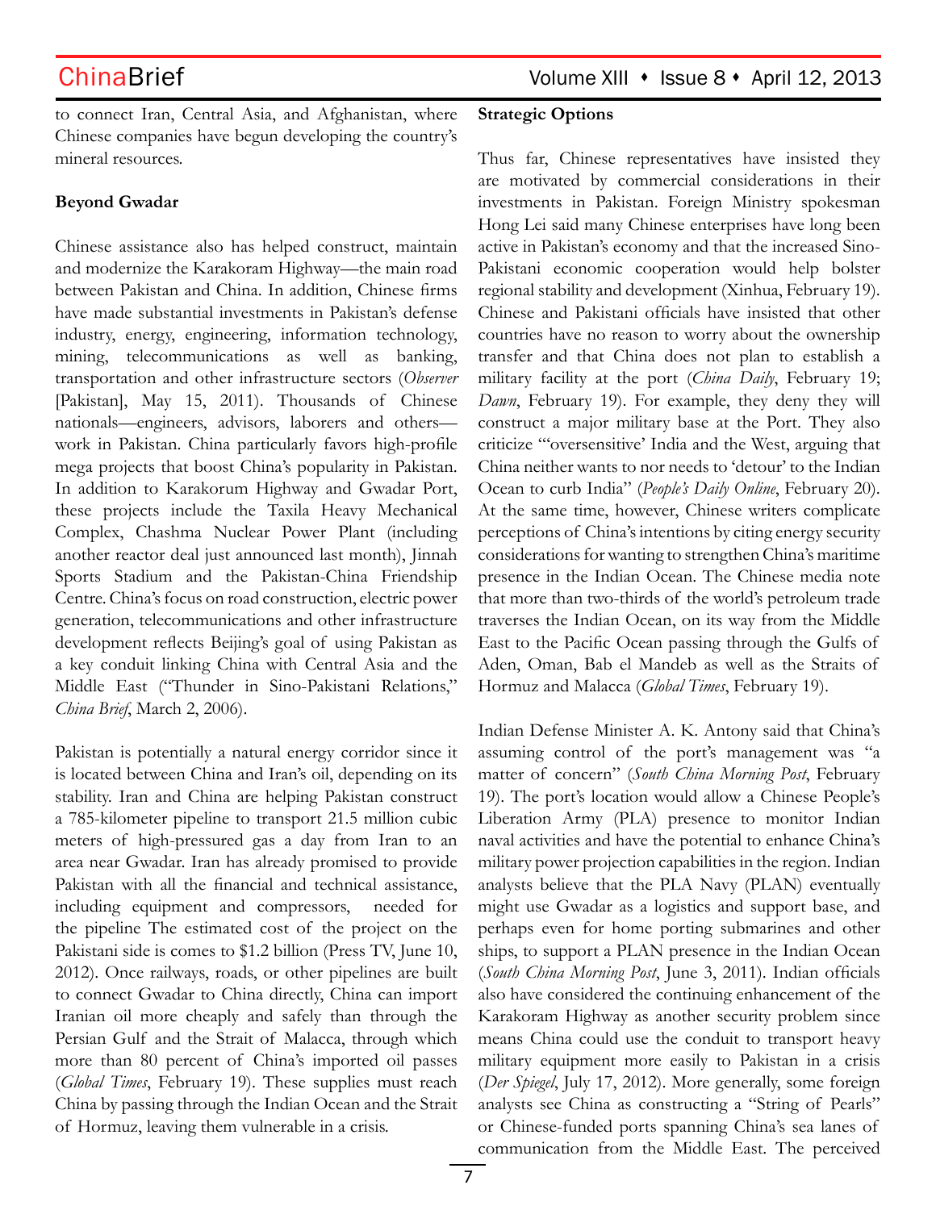to connect Iran, Central Asia, and Afghanistan, where Chinese companies have begun developing the country's mineral resources.

**Beyond Gwadar**

Chinese assistance also has helped construct, maintain and modernize the Karakoram Highway—the main road between Pakistan and China. In addition, Chinese firms have made substantial investments in Pakistan's defense industry, energy, engineering, information technology, mining, telecommunications as well as banking, transportation and other infrastructure sectors (*Observer* [Pakistan], May 15, 2011). Thousands of Chinese nationals—engineers, advisors, laborers and others—work in Pakistan. China particularly favors high-profile mega projects that boost China's popularity in Pakistan. In addition to Karakorum Highway and Gwadar Port, these projects include the Taxila Heavy Mechanical Complex, Chashma Nuclear Power Plant (including another reactor deal just announced last month), Jinnah Sports Stadium and the Pakistan-China Friendship Centre. China's focus on road construction, electric power generation, telecommunications and other infrastructure development reflects Beijing's goal of using Pakistan as a key conduit linking China with Central Asia and the Middle East ("Thunder in Sino-Pakistani Relations," *China Brief*, March 2, 2006).

Pakistan is potentially a natural energy corridor since it is located between China and Iran's oil, depending on its stability. Iran and China are helping Pakistan construct a 785-kilometer pipeline to transport 21.5 million cubic meters of high-pressured gas a day from Iran to an area near Gwadar. Iran has already promised to provide Pakistan with all the financial and technical assistance, including equipment and compressors, needed for the pipeline The estimated cost of the project on the Pakistani side is comes to $1.2 billion (Press TV, June 10, 2012). Once railways, roads, or other pipelines are built to connect Gwadar to China directly, China can import Iranian oil more cheaply and safely than through the Persian Gulf and the Strait of Malacca, through which more than 80 percent of China's imported oil passes (*Global Times*, February 19). These supplies must reach China by passing through the Indian Ocean and the Strait of Hormuz, leaving them vulnerable in a crisis.

**Strategic Options**

Thus far, Chinese representatives have insisted they are motivated by commercial considerations in their investments in Pakistan. Foreign Ministry spokesman Hong Lei said many Chinese enterprises have long been active in Pakistan's economy and that the increased Sino-Pakistani economic cooperation would help bolster regional stability and development (Xinhua, February 19). Chinese and Pakistani officials have insisted that other countries have no reason to worry about the ownership transfer and that China does not plan to establish a military facility at the port (*China Daily*, February 19; *Dawn*, February 19). For example, they deny they will construct a major military base at the Port. They also criticize "'oversensitive' India and the West, arguing that China neither wants to nor needs to 'detour' to the Indian Ocean to curb India" (*People's Daily Online*, February 20). At the same time, however, Chinese writers complicate perceptions of China's intentions by citing energy security considerations for wanting to strengthen China's maritime presence in the Indian Ocean. The Chinese media note that more than two-thirds of the world's petroleum trade traverses the Indian Ocean, on its way from the Middle East to the Pacific Ocean passing through the Gulfs of Aden, Oman, Bab el Mandeb as well as the Straits of Hormuz and Malacca (*Global Times*, February 19).

Indian Defense Minister A. K. Antony said that China's assuming control of the port's management was "a matter of concern" (*South China Morning Post*, February 19). The port's location would allow a Chinese People's Liberation Army (PLA) presence to monitor Indian naval activities and have the potential to enhance China's military power projection capabilities in the region. Indian analysts believe that the PLA Navy (PLAN) eventually might use Gwadar as a logistics and support base, and perhaps even for home porting submarines and other ships, to support a PLAN presence in the Indian Ocean (*South China Morning Post*, June 3, 2011). Indian officials also have considered the continuing enhancement of the Karakoram Highway as another security problem since means China could use the conduit to transport heavy military equipment more easily to Pakistan in a crisis (*Der Spiegel*, July 17, 2012). More generally, some foreign analysts see China as constructing a "String of Pearls" or Chinese-funded ports spanning China's sea lanes of communication from the Middle East. The perceived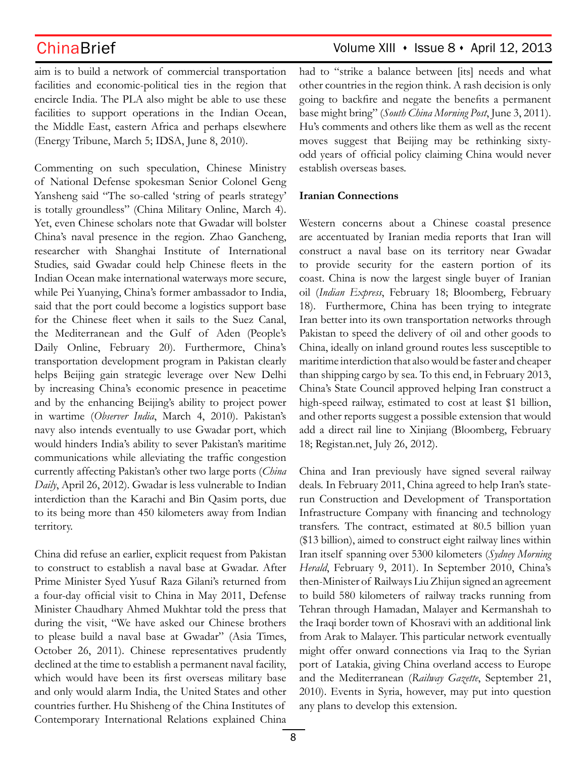aim is to build a network of commercial transportation facilities and economic-political ties in the region that encircle India. The PLA also might be able to use these facilities to support operations in the Indian Ocean, the Middle East, eastern Africa and perhaps elsewhere (Energy Tribune, March 5; IDSA, June 8, 2010).

Commenting on such speculation, Chinese Ministry of National Defense spokesman Senior Colonel Geng Yansheng said "The so-called 'string of pearls strategy' is totally groundless" (China Military Online, March 4). Yet, even Chinese scholars note that Gwadar will bolster China's naval presence in the region. Zhao Gancheng, researcher with Shanghai Institute of International Studies, said Gwadar could help Chinese fleets in the Indian Ocean make international waterways more secure, while Pei Yuanying, China's former ambassador to India, said that the port could become a logistics support base for the Chinese fleet when it sails to the Suez Canal, the Mediterranean and the Gulf of Aden (People's Daily Online, February 20). Furthermore, China's transportation development program in Pakistan clearly helps Beijing gain strategic leverage over New Delhi by increasing China's economic presence in peacetime and by the enhancing Beijing's ability to project power in wartime (*Observer India*, March 4, 2010). Pakistan's navy also intends eventually to use Gwadar port, which would hinders India's ability to sever Pakistan's maritime communications while alleviating the traffic congestion currently affecting Pakistan's other two large ports (*China Daily*, April 26, 2012). Gwadar is less vulnerable to Indian interdiction than the Karachi and Bin Qasim ports, due to its being more than 450 kilometers away from Indian territory.

China did refuse an earlier, explicit request from Pakistan to construct to establish a naval base at Gwadar. After Prime Minister Syed Yusuf Raza Gilani's returned from a four-day official visit to China in May 2011, Defense Minister Chaudhary Ahmed Mukhtar told the press that during the visit, "We have asked our Chinese brothers to please build a naval base at Gwadar" (Asia Times, October 26, 2011). Chinese representatives prudently declined at the time to establish a permanent naval facility, which would have been its first overseas military base and only would alarm India, the United States and other countries further. Hu Shisheng of the China Institutes of Contemporary International Relations explained China had to "strike a balance between [its] needs and what other countries in the region think. A rash decision is only going to backfire and negate the benefits a permanent base might bring" (*South China Morning Post*, June 3, 2011). Hu's comments and others like them as well as the recent moves suggest that Beijing may be rethinking sixty-odd years of official policy claiming China would never establish overseas bases.

**Iranian Connections**

Western concerns about a Chinese coastal presence are accentuated by Iranian media reports that Iran will construct a naval base on its territory near Gwadar to provide security for the eastern portion of its coast. China is now the largest single buyer of Iranian oil (*Indian Express*, February 18; Bloomberg, February 18). Furthermore, China has been trying to integrate Iran better into its own transportation networks through Pakistan to speed the delivery of oil and other goods to China, ideally on inland ground routes less susceptible to maritime interdiction that also would be faster and cheaper than shipping cargo by sea. To this end, in February 2013, China's State Council approved helping Iran construct a high-speed railway, estimated to cost at least $1 billion, and other reports suggest a possible extension that would add a direct rail line to Xinjiang (Bloomberg, February 18; Registan.net, July 26, 2012).

China and Iran previously have signed several railway deals. In February 2011, China agreed to help Iran's state-run Construction and Development of Transportation Infrastructure Company with financing and technology transfers. The contract, estimated at 80.5 billion yuan ($13 billion), aimed to construct eight railway lines within Iran itself spanning over 5300 kilometers (*Sydney Morning Herald*, February 9, 2011). In September 2010, China's then-Minister of Railways Liu Zhijun signed an agreement to build 580 kilometers of railway tracks running from Tehran through Hamadan, Malayer and Kermanshah to the Iraqi border town of Khosravi with an additional link from Arak to Malayer. This particular network eventually might offer onward connections via Iraq to the Syrian port of Latakia, giving China overland access to Europe and the Mediterranean (*Railway Gazette*, September 21, 2010). Events in Syria, however, may put into question any plans to develop this extension.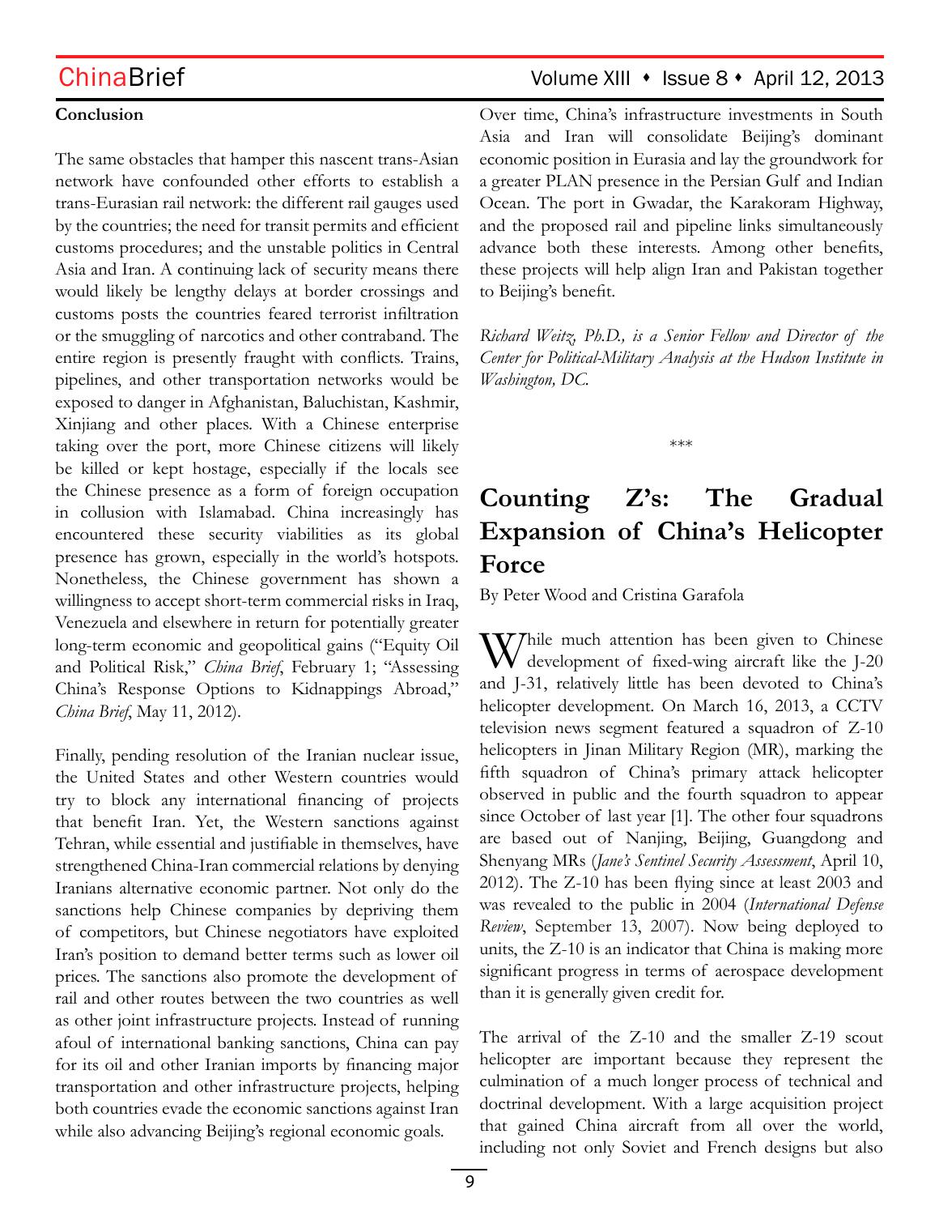**Conclusion**

The same obstacles that hamper this nascent trans-Asian network have confounded other efforts to establish a trans-Eurasian rail network: the different rail gauges used by the countries; the need for transit permits and efficient customs procedures; and the unstable politics in Central Asia and Iran. A continuing lack of security means there would likely be lengthy delays at border crossings and customs posts the countries feared terrorist infiltration or the smuggling of narcotics and other contraband. The entire region is presently fraught with conflicts. Trains, pipelines, and other transportation networks would be exposed to danger in Afghanistan, Baluchistan, Kashmir, Xinjiang and other places. With a Chinese enterprise taking over the port, more Chinese citizens will likely be killed or kept hostage, especially if the locals see the Chinese presence as a form of foreign occupation in collusion with Islamabad. China increasingly has encountered these security viabilities as its global presence has grown, especially in the world's hotspots. Nonetheless, the Chinese government has shown a willingness to accept short-term commercial risks in Iraq, Venezuela and elsewhere in return for potentially greater long-term economic and geopolitical gains ("Equity Oil and Political Risk," *China Brief*, February 1; "Assessing China's Response Options to Kidnappings Abroad," *China Brief*, May 11, 2012).

Finally, pending resolution of the Iranian nuclear issue, the United States and other Western countries would try to block any international financing of projects that benefit Iran. Yet, the Western sanctions against Tehran, while essential and justifiable in themselves, have strengthened China-Iran commercial relations by denying Iranians alternative economic partner. Not only do the sanctions help Chinese companies by depriving them of competitors, but Chinese negotiators have exploited Iran's position to demand better terms such as lower oil prices. The sanctions also promote the development of rail and other routes between the two countries as well as other joint infrastructure projects. Instead of running afoul of international banking sanctions, China can pay for its oil and other Iranian imports by financing major transportation and other infrastructure projects, helping both countries evade the economic sanctions against Iran while also advancing Beijing's regional economic goals.

Over time, China's infrastructure investments in South Asia and Iran will consolidate Beijing's dominant economic position in Eurasia and lay the groundwork for a greater PLAN presence in the Persian Gulf and Indian Ocean. The port in Gwadar, the Karakoram Highway, and the proposed rail and pipeline links simultaneously advance both these interests. Among other benefits, these projects will help align Iran and Pakistan together to Beijing's benefit.

*Richard Weitz, Ph.D., is a Senior Fellow and Director of the Center for Political-Military Analysis at the Hudson Institute in Washington, DC.*

\*\*\*

# Counting Z's: The Gradual Expansion of China's Helicopter Force

By Peter Wood and Cristina Garafola

While much attention has been given to Chinese development of fixed-wing aircraft like the J-20 and J-31, relatively little has been devoted to China's helicopter development. On March 16, 2013, a CCTV television news segment featured a squadron of Z-10 helicopters in Jinan Military Region (MR), marking the fifth squadron of China's primary attack helicopter observed in public and the fourth squadron to appear since October of last year [1]. The other four squadrons are based out of Nanjing, Beijing, Guangdong and Shenyang MRs (*Jane's Sentinel Security Assessment*, April 10, 2012). The Z-10 has been flying since at least 2003 and was revealed to the public in 2004 (*International Defense Review*, September 13, 2007). Now being deployed to units, the Z-10 is an indicator that China is making more significant progress in terms of aerospace development than it is generally given credit for.

The arrival of the Z-10 and the smaller Z-19 scout helicopter are important because they represent the culmination of a much longer process of technical and doctrinal development. With a large acquisition project that gained China aircraft from all over the world, including not only Soviet and French designs but also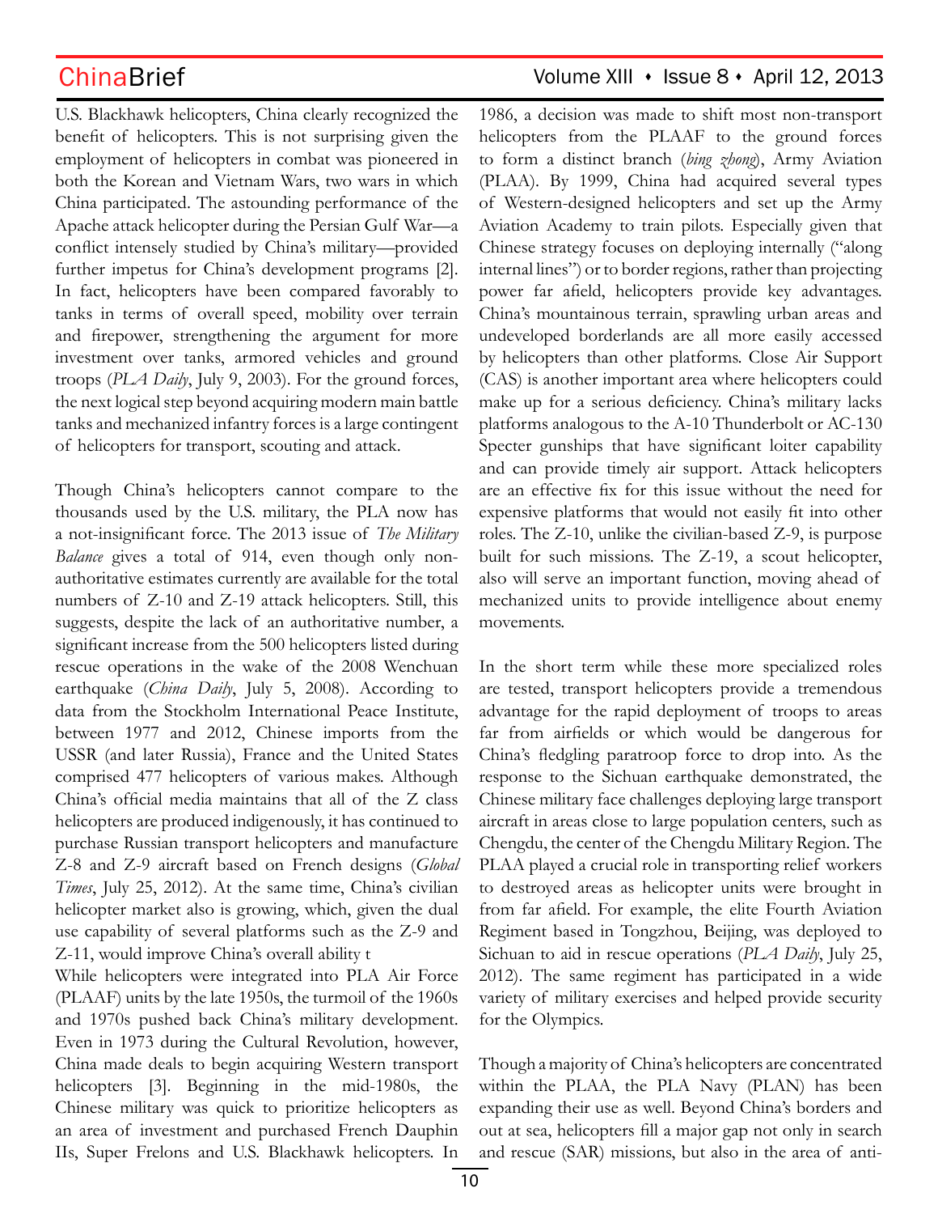U.S. Blackhawk helicopters, China clearly recognized the benefit of helicopters. This is not surprising given the employment of helicopters in combat was pioneered in both the Korean and Vietnam Wars, two wars in which China participated. The astounding performance of the Apache attack helicopter during the Persian Gulf War—a conflict intensely studied by China's military—provided further impetus for China's development programs [2]. In fact, helicopters have been compared favorably to tanks in terms of overall speed, mobility over terrain and firepower, strengthening the argument for more investment over tanks, armored vehicles and ground troops (*PLA Daily*, July 9, 2003). For the ground forces, the next logical step beyond acquiring modern main battle tanks and mechanized infantry forces is a large contingent of helicopters for transport, scouting and attack.

Though China's helicopters cannot compare to the thousands used by the U.S. military, the PLA now has a not-insignificant force. The 2013 issue of *The Military Balance* gives a total of 914, even though only non-authoritative estimates currently are available for the total numbers of Z-10 and Z-19 attack helicopters. Still, this suggests, despite the lack of an authoritative number, a significant increase from the 500 helicopters listed during rescue operations in the wake of the 2008 Wenchuan earthquake (*China Daily*, July 5, 2008). According to data from the Stockholm International Peace Institute, between 1977 and 2012, Chinese imports from the USSR (and later Russia), France and the United States comprised 477 helicopters of various makes. Although China's official media maintains that all of the Z class helicopters are produced indigenously, it has continued to purchase Russian transport helicopters and manufacture Z-8 and Z-9 aircraft based on French designs (*Global Times*, July 25, 2012). At the same time, China's civilian helicopter market also is growing, which, given the dual use capability of several platforms such as the Z-9 and Z-11, would improve China's overall ability t

While helicopters were integrated into PLA Air Force (PLAAF) units by the late 1950s, the turmoil of the 1960s and 1970s pushed back China's military development. Even in 1973 during the Cultural Revolution, however, China made deals to begin acquiring Western transport helicopters [3]. Beginning in the mid-1980s, the Chinese military was quick to prioritize helicopters as an area of investment and purchased French Dauphin IIs, Super Frelons and U.S. Blackhawk helicopters. In 1986, a decision was made to shift most non-transport helicopters from the PLAAF to the ground forces to form a distinct branch (*bing zhong*), Army Aviation (PLAA). By 1999, China had acquired several types of Western-designed helicopters and set up the Army Aviation Academy to train pilots. Especially given that Chinese strategy focuses on deploying internally ("along internal lines") or to border regions, rather than projecting power far afield, helicopters provide key advantages. China's mountainous terrain, sprawling urban areas and undeveloped borderlands are all more easily accessed by helicopters than other platforms. Close Air Support (CAS) is another important area where helicopters could make up for a serious deficiency. China's military lacks platforms analogous to the A-10 Thunderbolt or AC-130 Specter gunships that have significant loiter capability and can provide timely air support. Attack helicopters are an effective fix for this issue without the need for expensive platforms that would not easily fit into other roles. The Z-10, unlike the civilian-based Z-9, is purpose built for such missions. The Z-19, a scout helicopter, also will serve an important function, moving ahead of mechanized units to provide intelligence about enemy movements.

In the short term while these more specialized roles are tested, transport helicopters provide a tremendous advantage for the rapid deployment of troops to areas far from airfields or which would be dangerous for China's fledgling paratroop force to drop into. As the response to the Sichuan earthquake demonstrated, the Chinese military face challenges deploying large transport aircraft in areas close to large population centers, such as Chengdu, the center of the Chengdu Military Region. The PLAA played a crucial role in transporting relief workers to destroyed areas as helicopter units were brought in from far afield. For example, the elite Fourth Aviation Regiment based in Tongzhou, Beijing, was deployed to Sichuan to aid in rescue operations (*PLA Daily*, July 25, 2012). The same regiment has participated in a wide variety of military exercises and helped provide security for the Olympics.

Though a majority of China's helicopters are concentrated within the PLAA, the PLA Navy (PLAN) has been expanding their use as well. Beyond China's borders and out at sea, helicopters fill a major gap not only in search and rescue (SAR) missions, but also in the area of anti-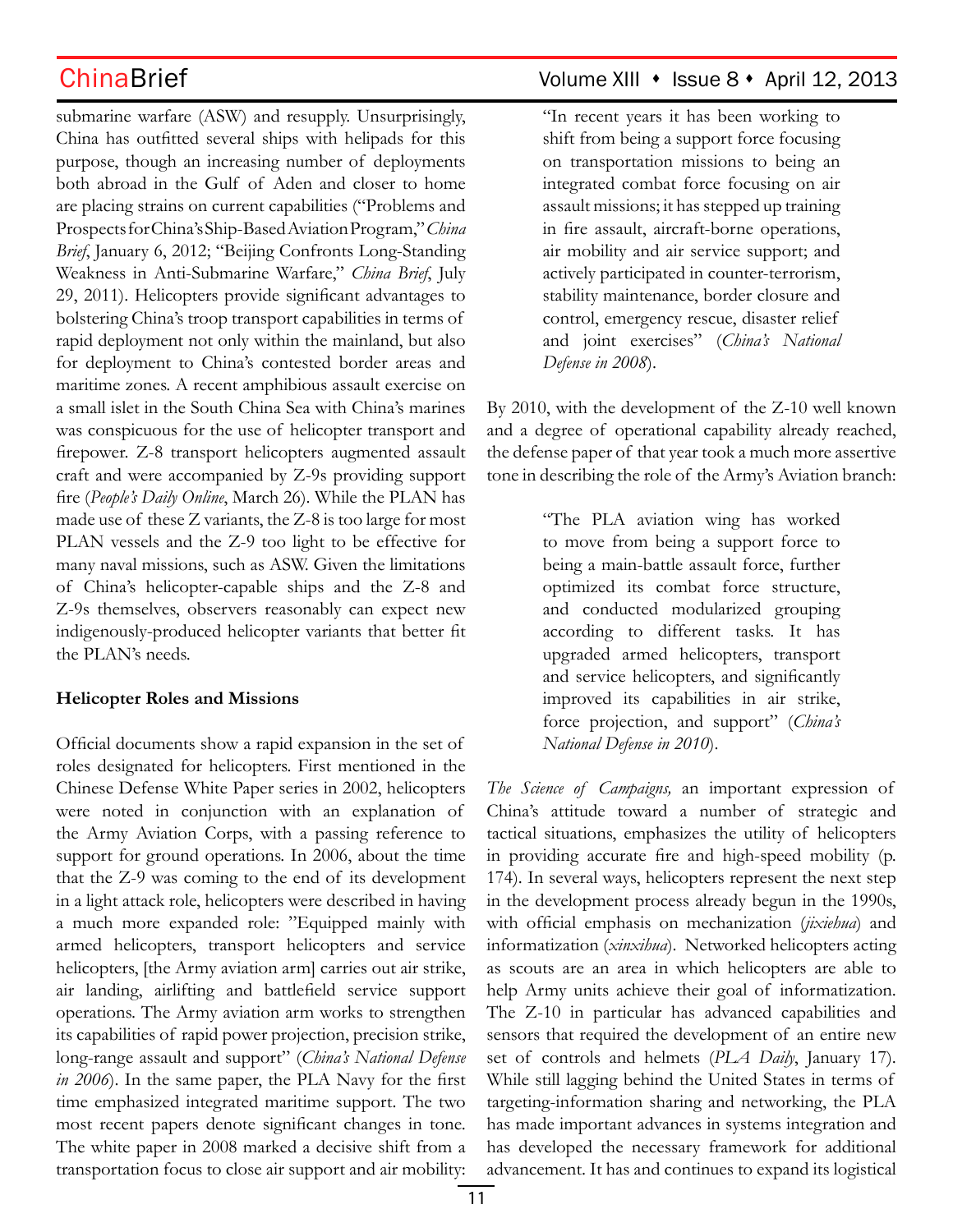submarine warfare (ASW) and resupply. Unsurprisingly, China has outfitted several ships with helipads for this purpose, though an increasing number of deployments both abroad in the Gulf of Aden and closer to home are placing strains on current capabilities ("Problems and Prospects for China's Ship-Based Aviation Program," *China Brief*, January 6, 2012; "Beijing Confronts Long-Standing Weakness in Anti-Submarine Warfare," *China Brief*, July 29, 2011). Helicopters provide significant advantages to bolstering China's troop transport capabilities in terms of rapid deployment not only within the mainland, but also for deployment to China's contested border areas and maritime zones. A recent amphibious assault exercise on a small islet in the South China Sea with China's marines was conspicuous for the use of helicopter transport and firepower. Z-8 transport helicopters augmented assault craft and were accompanied by Z-9s providing support fire (*People's Daily Online*, March 26). While the PLAN has made use of these Z variants, the Z-8 is too large for most PLAN vessels and the Z-9 too light to be effective for many naval missions, such as ASW. Given the limitations of China's helicopter-capable ships and the Z-8 and Z-9s themselves, observers reasonably can expect new indigenously-produced helicopter variants that better fit the PLAN's needs.

**Helicopter Roles and Missions**

Official documents show a rapid expansion in the set of roles designated for helicopters. First mentioned in the Chinese Defense White Paper series in 2002, helicopters were noted in conjunction with an explanation of the Army Aviation Corps, with a passing reference to support for ground operations. In 2006, about the time that the Z-9 was coming to the end of its development in a light attack role, helicopters were described in having a much more expanded role: "Equipped mainly with armed helicopters, transport helicopters and service helicopters, [the Army aviation arm] carries out air strike, air landing, airlifting and battlefield service support operations. The Army aviation arm works to strengthen its capabilities of rapid power projection, precision strike, long-range assault and support" (*China's National Defense in 2006*). In the same paper, the PLA Navy for the first time emphasized integrated maritime support. The two most recent papers denote significant changes in tone. The white paper in 2008 marked a decisive shift from a transportation focus to close air support and air mobility:

> "In recent years it has been working to shift from being a support force focusing on transportation missions to being an integrated combat force focusing on air assault missions; it has stepped up training in fire assault, aircraft-borne operations, air mobility and air service support; and actively participated in counter-terrorism, stability maintenance, border closure and control, emergency rescue, disaster relief and joint exercises" (*China's National Defense in 2008*).

By 2010, with the development of the Z-10 well known and a degree of operational capability already reached, the defense paper of that year took a much more assertive tone in describing the role of the Army's Aviation branch:

> "The PLA aviation wing has worked to move from being a support force to being a main-battle assault force, further optimized its combat force structure, and conducted modularized grouping according to different tasks. It has upgraded armed helicopters, transport and service helicopters, and significantly improved its capabilities in air strike, force projection, and support" (*China's National Defense in 2010*).

*The Science of Campaigns,* an important expression of China's attitude toward a number of strategic and tactical situations, emphasizes the utility of helicopters in providing accurate fire and high-speed mobility (p. 174). In several ways, helicopters represent the next step in the development process already begun in the 1990s, with official emphasis on mechanization (*jixiehua*) and informatization (*xinxihua*). Networked helicopters acting as scouts are an area in which helicopters are able to help Army units achieve their goal of informatization. The Z-10 in particular has advanced capabilities and sensors that required the development of an entire new set of controls and helmets (*PLA Daily*, January 17). While still lagging behind the United States in terms of targeting-information sharing and networking, the PLA has made important advances in systems integration and has developed the necessary framework for additional advancement. It has and continues to expand its logistical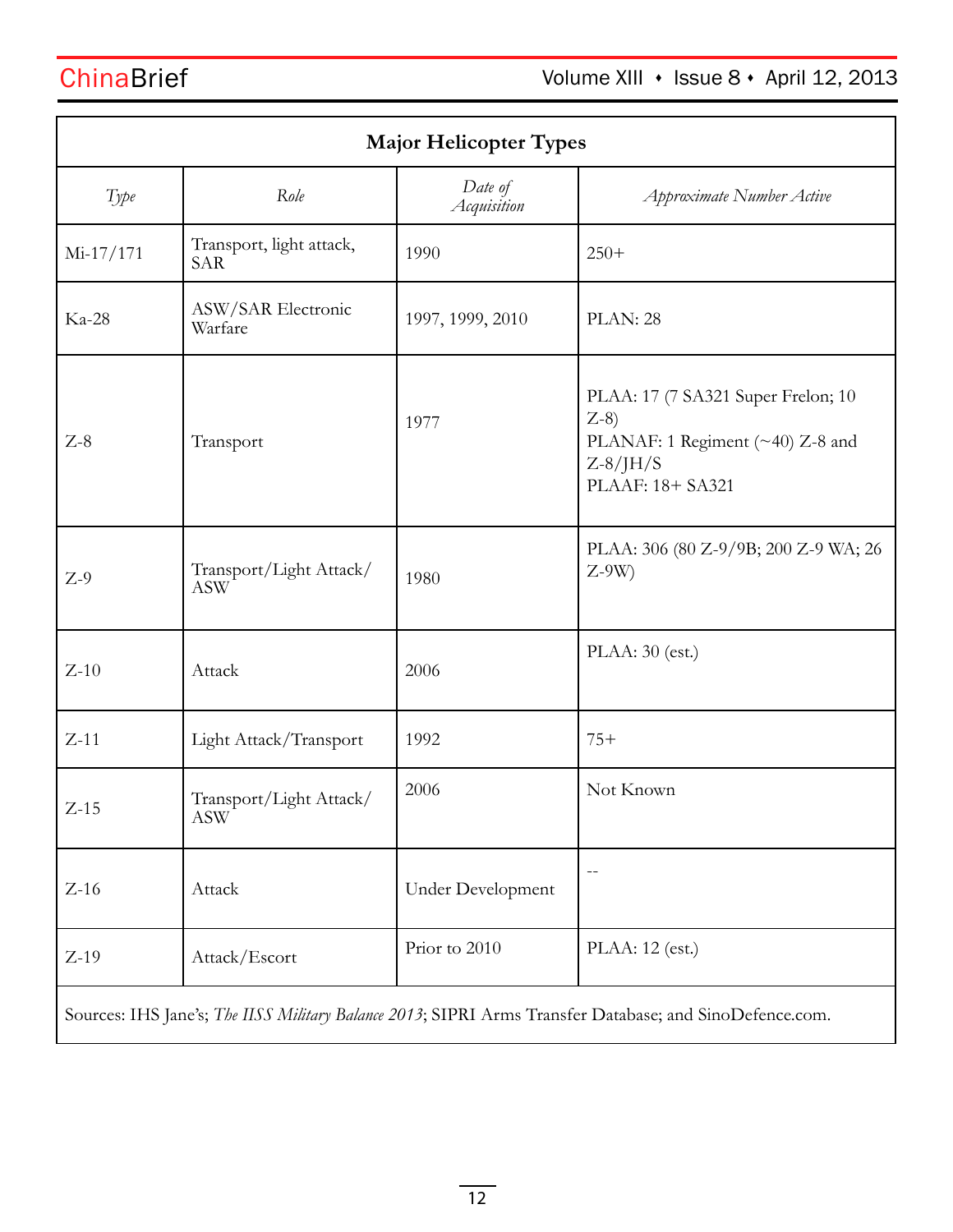| Major Helicopter Types | | | |
|---|---|---|---|
| *Type* | *Role* | *Date of Acquisition* | *Approximate Number Active* |
| Mi-17/171 | Transport, light attack, SAR | 1990 | 250+ |
| Ka-28 | ASW/SAR Electronic Warfare | 1997, 1999, 2010 | PLAN: 28 |
| Z-8 | Transport | 1977 | PLAA: 17 (7 SA321 Super Frelon; 10 Z-8)<br>PLANAF: 1 Regiment (~40) Z-8 and Z-8/JH/S<br>PLAAF: 18+ SA321 |
| Z-9 | Transport/Light Attack/ ASW | 1980 | PLAA: 306 (80 Z-9/9B; 200 Z-9 WA; 26 Z-9W) |
| Z-10 | Attack | 2006 | PLAA: 30 (est.) |
| Z-11 | Light Attack/Transport | 1992 | 75+ |
| Z-15 | Transport/Light Attack/ ASW | 2006 | Not Known |
| Z-16 | Attack | Under Development | -- |
| Z-19 | Attack/Escort | Prior to 2010 | PLAA: 12 (est.) |

Sources: IHS Jane's; *The IISS Military Balance 2013*; SIPRI Arms Transfer Database; and SinoDefence.com.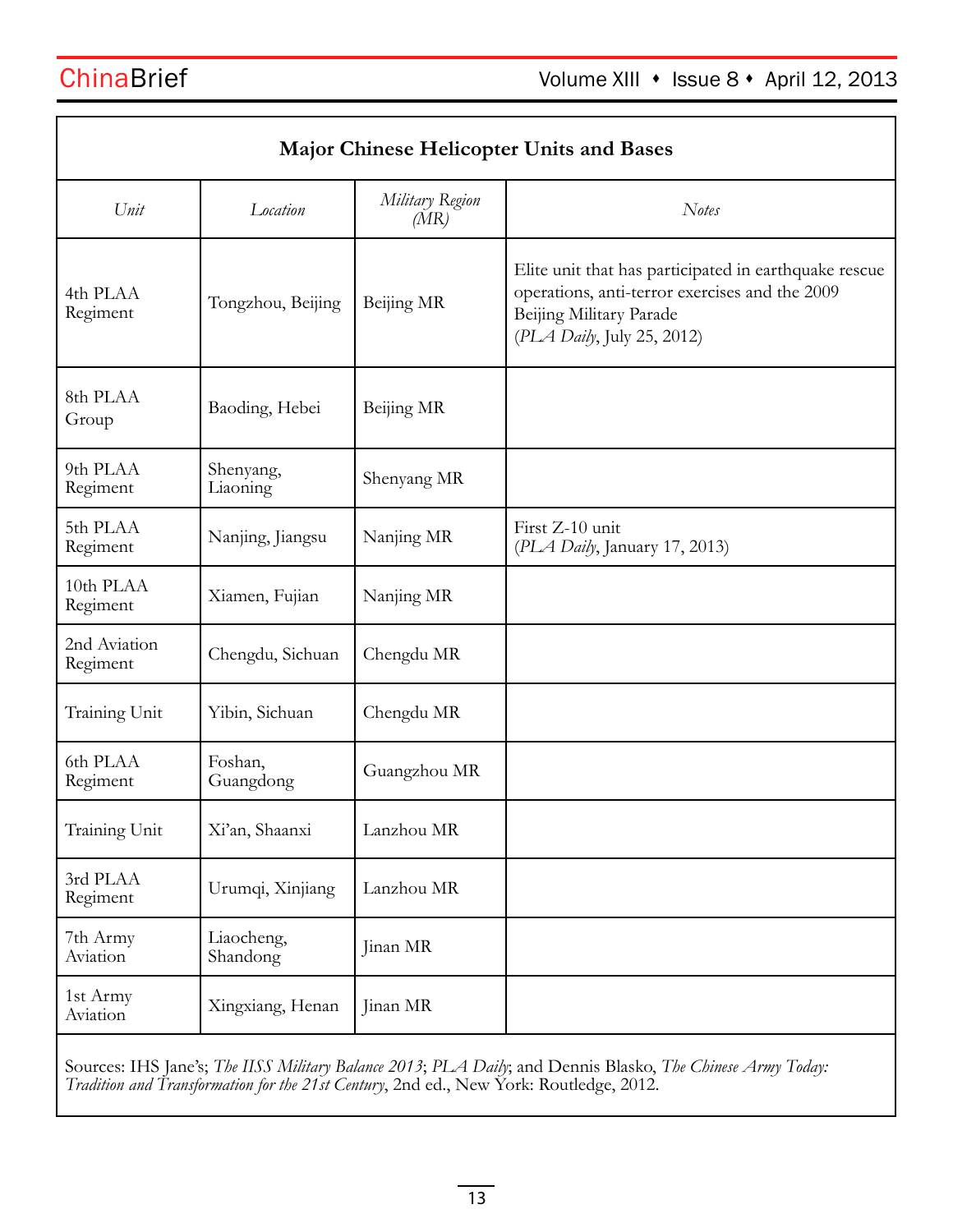**Major Chinese Helicopter Units and Bases**

| *Unit* | *Location* | *Military Region (MR)* | *Notes* |
|---|---|---|---|
| 4th PLAA Regiment | Tongzhou, Beijing | Beijing MR | Elite unit that has participated in earthquake rescue operations, anti-terror exercises and the 2009 Beijing Military Parade (*PLA Daily*, July 25, 2012) |
| 8th PLAA Group | Baoding, Hebei | Beijing MR | |
| 9th PLAA Regiment | Shenyang, Liaoning | Shenyang MR | |
| 5th PLAA Regiment | Nanjing, Jiangsu | Nanjing MR | First Z-10 unit (*PLA Daily*, January 17, 2013) |
| 10th PLAA Regiment | Xiamen, Fujian | Nanjing MR | |
| 2nd Aviation Regiment | Chengdu, Sichuan | Chengdu MR | |
| Training Unit | Yibin, Sichuan | Chengdu MR | |
| 6th PLAA Regiment | Foshan, Guangdong | Guangzhou MR | |
| Training Unit | Xi'an, Shaanxi | Lanzhou MR | |
| 3rd PLAA Regiment | Urumqi, Xinjiang | Lanzhou MR | |
| 7th Army Aviation | Liaocheng, Shandong | Jinan MR | |
| 1st Army Aviation | Xingxiang, Henan | Jinan MR | |

Sources: IHS Jane's; *The IISS Military Balance 2013*; *PLA Daily*; and Dennis Blasko, *The Chinese Army Today: Tradition and Transformation for the 21st Century*, 2nd ed., New York: Routledge, 2012.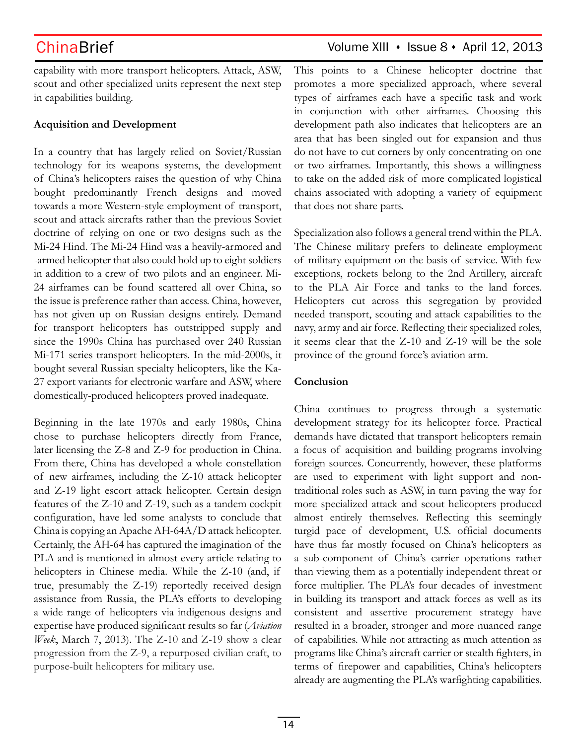capability with more transport helicopters. Attack, ASW, scout and other specialized units represent the next step in capabilities building.

**Acquisition and Development**

In a country that has largely relied on Soviet/Russian technology for its weapons systems, the development of China's helicopters raises the question of why China bought predominantly French designs and moved towards a more Western-style employment of transport, scout and attack aircrafts rather than the previous Soviet doctrine of relying on one or two designs such as the Mi-24 Hind. The Mi-24 Hind was a heavily-armored and -armed helicopter that also could hold up to eight soldiers in addition to a crew of two pilots and an engineer. Mi-24 airframes can be found scattered all over China, so the issue is preference rather than access. China, however, has not given up on Russian designs entirely. Demand for transport helicopters has outstripped supply and since the 1990s China has purchased over 240 Russian Mi-171 series transport helicopters. In the mid-2000s, it bought several Russian specialty helicopters, like the Ka-27 export variants for electronic warfare and ASW, where domestically-produced helicopters proved inadequate.

Beginning in the late 1970s and early 1980s, China chose to purchase helicopters directly from France, later licensing the Z-8 and Z-9 for production in China. From there, China has developed a whole constellation of new airframes, including the Z-10 attack helicopter and Z-19 light escort attack helicopter. Certain design features of the Z-10 and Z-19, such as a tandem cockpit configuration, have led some analysts to conclude that China is copying an Apache AH-64A/D attack helicopter. Certainly, the AH-64 has captured the imagination of the PLA and is mentioned in almost every article relating to helicopters in Chinese media. While the Z-10 (and, if true, presumably the Z-19) reportedly received design assistance from Russia, the PLA's efforts to developing a wide range of helicopters via indigenous designs and expertise have produced significant results so far (*Aviation Week*, March 7, 2013). The Z-10 and Z-19 show a clear progression from the Z-9, a repurposed civilian craft, to purpose-built helicopters for military use.

This points to a Chinese helicopter doctrine that promotes a more specialized approach, where several types of airframes each have a specific task and work in conjunction with other airframes. Choosing this development path also indicates that helicopters are an area that has been singled out for expansion and thus do not have to cut corners by only concentrating on one or two airframes. Importantly, this shows a willingness to take on the added risk of more complicated logistical chains associated with adopting a variety of equipment that does not share parts.

Specialization also follows a general trend within the PLA. The Chinese military prefers to delineate employment of military equipment on the basis of service. With few exceptions, rockets belong to the 2nd Artillery, aircraft to the PLA Air Force and tanks to the land forces. Helicopters cut across this segregation by provided needed transport, scouting and attack capabilities to the navy, army and air force. Reflecting their specialized roles, it seems clear that the Z-10 and Z-19 will be the sole province of the ground force's aviation arm.

**Conclusion**

China continues to progress through a systematic development strategy for its helicopter force. Practical demands have dictated that transport helicopters remain a focus of acquisition and building programs involving foreign sources. Concurrently, however, these platforms are used to experiment with light support and non-traditional roles such as ASW, in turn paving the way for more specialized attack and scout helicopters produced almost entirely themselves. Reflecting this seemingly turgid pace of development, U.S. official documents have thus far mostly focused on China's helicopters as a sub-component of China's carrier operations rather than viewing them as a potentially independent threat or force multiplier. The PLA's four decades of investment in building its transport and attack forces as well as its consistent and assertive procurement strategy have resulted in a broader, stronger and more nuanced range of capabilities. While not attracting as much attention as programs like China's aircraft carrier or stealth fighters, in terms of firepower and capabilities, China's helicopters already are augmenting the PLA's warfighting capabilities.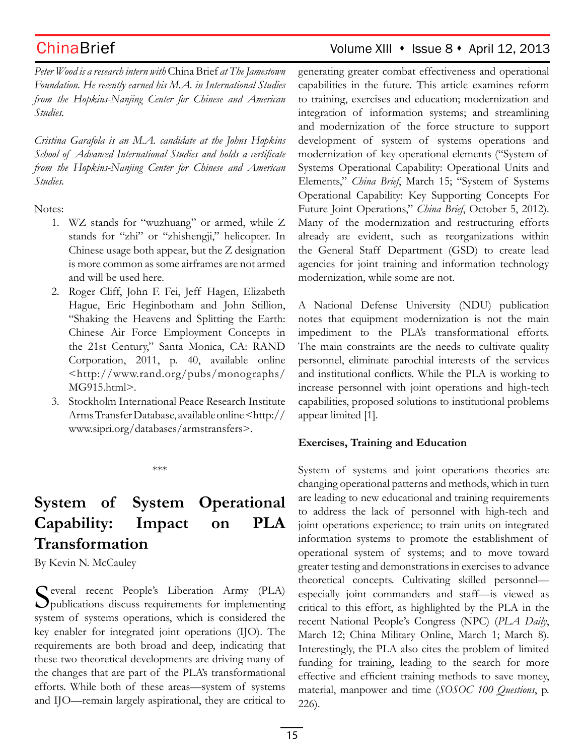*Peter Wood is a research intern with* China Brief *at The Jamestown Foundation. He recently earned his M.A. in International Studies from the Hopkins-Nanjing Center for Chinese and American Studies.*

*Cristina Garafola is an M.A. candidate at the Johns Hopkins School of Advanced International Studies and holds a certificate from the Hopkins-Nanjing Center for Chinese and American Studies.*

Notes:

1. WZ stands for "wuzhuang" or armed, while Z stands for "zhi" or "zhishengji," helicopter. In Chinese usage both appear, but the Z designation is more common as some airframes are not armed and will be used here.
2. Roger Cliff, John F. Fei, Jeff Hagen, Elizabeth Hague, Eric Heginbotham and John Stillion, "Shaking the Heavens and Splitting the Earth: Chinese Air Force Employment Concepts in the 21st Century," Santa Monica, CA: RAND Corporation, 2011, p. 40, available online <http://www.rand.org/pubs/monographs/MG915.html>.
3. Stockholm International Peace Research Institute Arms Transfer Database, available online <http://www.sipri.org/databases/armstransfers>.

***

# System of System Operational Capability: Impact on PLA Transformation

By Kevin N. McCauley

Several recent People's Liberation Army (PLA) publications discuss requirements for implementing system of systems operations, which is considered the key enabler for integrated joint operations (IJO). The requirements are both broad and deep, indicating that these two theoretical developments are driving many of the changes that are part of the PLA's transformational efforts. While both of these areas—system of systems and IJO—remain largely aspirational, they are critical to generating greater combat effectiveness and operational capabilities in the future. This article examines reform to training, exercises and education; modernization and integration of information systems; and streamlining and modernization of the force structure to support development of system of systems operations and modernization of key operational elements ("System of Systems Operational Capability: Operational Units and Elements," *China Brief*, March 15; "System of Systems Operational Capability: Key Supporting Concepts For Future Joint Operations," *China Brief*, October 5, 2012). Many of the modernization and restructuring efforts already are evident, such as reorganizations within the General Staff Department (GSD) to create lead agencies for joint training and information technology modernization, while some are not.

A National Defense University (NDU) publication notes that equipment modernization is not the main impediment to the PLA's transformational efforts. The main constraints are the needs to cultivate quality personnel, eliminate parochial interests of the services and institutional conflicts. While the PLA is working to increase personnel with joint operations and high-tech capabilities, proposed solutions to institutional problems appear limited [1].

**Exercises, Training and Education**

System of systems and joint operations theories are changing operational patterns and methods, which in turn are leading to new educational and training requirements to address the lack of personnel with high-tech and joint operations experience; to train units on integrated information systems to promote the establishment of operational system of systems; and to move toward greater testing and demonstrations in exercises to advance theoretical concepts. Cultivating skilled personnel—especially joint commanders and staff—is viewed as critical to this effort, as highlighted by the PLA in the recent National People's Congress (NPC) (*PLA Daily*, March 12; China Military Online, March 1; March 8). Interestingly, the PLA also cites the problem of limited funding for training, leading to the search for more effective and efficient training methods to save money, material, manpower and time (*SOSOC 100 Questions*, p. 226).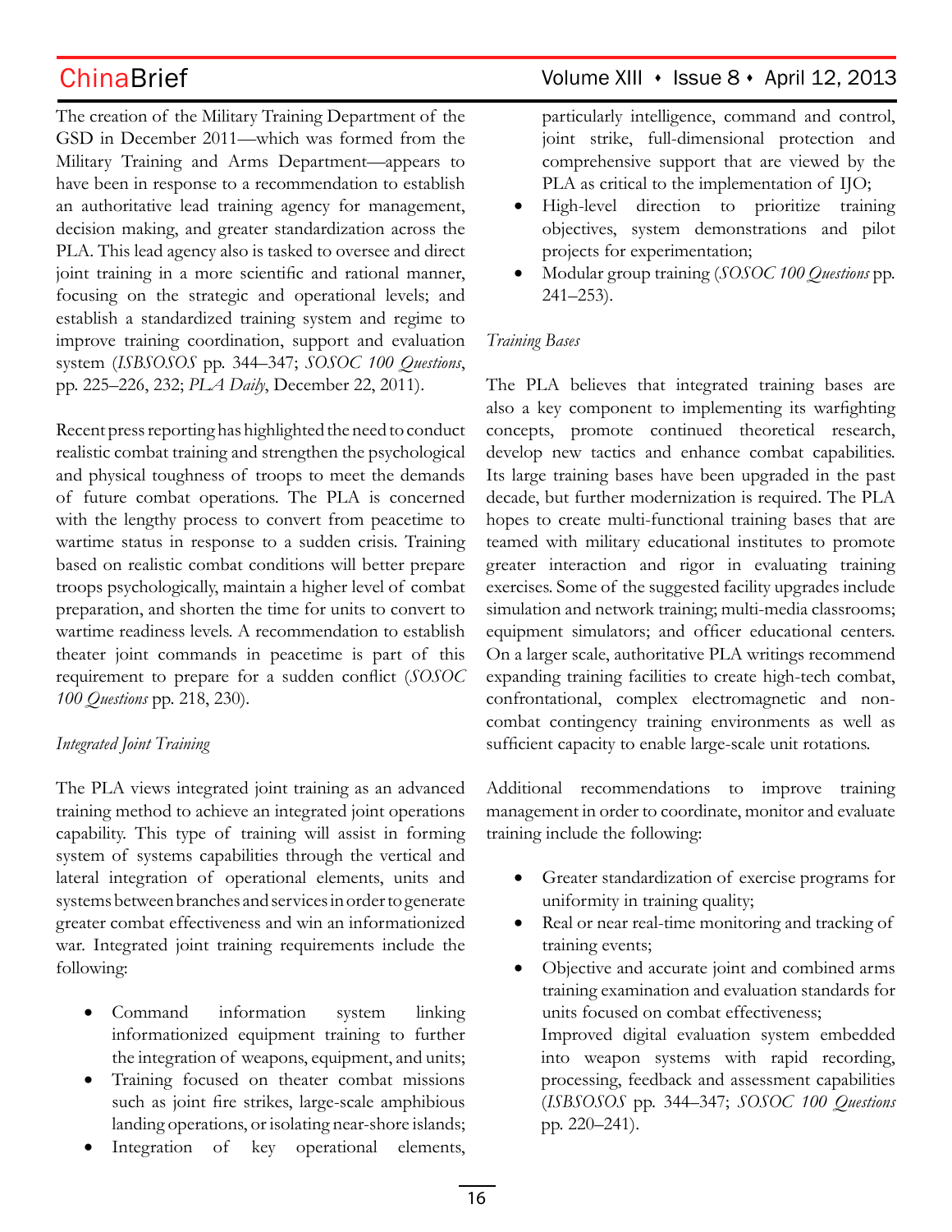The creation of the Military Training Department of the GSD in December 2011—which was formed from the Military Training and Arms Department—appears to have been in response to a recommendation to establish an authoritative lead training agency for management, decision making, and greater standardization across the PLA. This lead agency also is tasked to oversee and direct joint training in a more scientific and rational manner, focusing on the strategic and operational levels; and establish a standardized training system and regime to improve training coordination, support and evaluation system (*ISBSOSOS* pp. 344–347; *SOSOC 100 Questions*, pp. 225–226, 232; *PLA Daily*, December 22, 2011).

Recent press reporting has highlighted the need to conduct realistic combat training and strengthen the psychological and physical toughness of troops to meet the demands of future combat operations. The PLA is concerned with the lengthy process to convert from peacetime to wartime status in response to a sudden crisis. Training based on realistic combat conditions will better prepare troops psychologically, maintain a higher level of combat preparation, and shorten the time for units to convert to wartime readiness levels. A recommendation to establish theater joint commands in peacetime is part of this requirement to prepare for a sudden conflict (*SOSOC 100 Questions* pp. 218, 230).

*Integrated Joint Training*

The PLA views integrated joint training as an advanced training method to achieve an integrated joint operations capability. This type of training will assist in forming system of systems capabilities through the vertical and lateral integration of operational elements, units and systems between branches and services in order to generate greater combat effectiveness and win an informationized war. Integrated joint training requirements include the following:

- Command information system linking informationized equipment training to further the integration of weapons, equipment, and units;
- Training focused on theater combat missions such as joint fire strikes, large-scale amphibious landing operations, or isolating near-shore islands;
- Integration of key operational elements, particularly intelligence, command and control, joint strike, full-dimensional protection and comprehensive support that are viewed by the PLA as critical to the implementation of IJO;
- High-level direction to prioritize training objectives, system demonstrations and pilot projects for experimentation;
- Modular group training (*SOSOC 100 Questions* pp. 241–253).

*Training Bases*

The PLA believes that integrated training bases are also a key component to implementing its warfighting concepts, promote continued theoretical research, develop new tactics and enhance combat capabilities. Its large training bases have been upgraded in the past decade, but further modernization is required. The PLA hopes to create multi-functional training bases that are teamed with military educational institutes to promote greater interaction and rigor in evaluating training exercises. Some of the suggested facility upgrades include simulation and network training; multi-media classrooms; equipment simulators; and officer educational centers. On a larger scale, authoritative PLA writings recommend expanding training facilities to create high-tech combat, confrontational, complex electromagnetic and non-combat contingency training environments as well as sufficient capacity to enable large-scale unit rotations.

Additional recommendations to improve training management in order to coordinate, monitor and evaluate training include the following:

- Greater standardization of exercise programs for uniformity in training quality;
- Real or near real-time monitoring and tracking of training events;
- Objective and accurate joint and combined arms training examination and evaluation standards for units focused on combat effectiveness;
  Improved digital evaluation system embedded into weapon systems with rapid recording, processing, feedback and assessment capabilities (*ISBSOSOS* pp. 344–347; *SOSOC 100 Questions* pp. 220–241).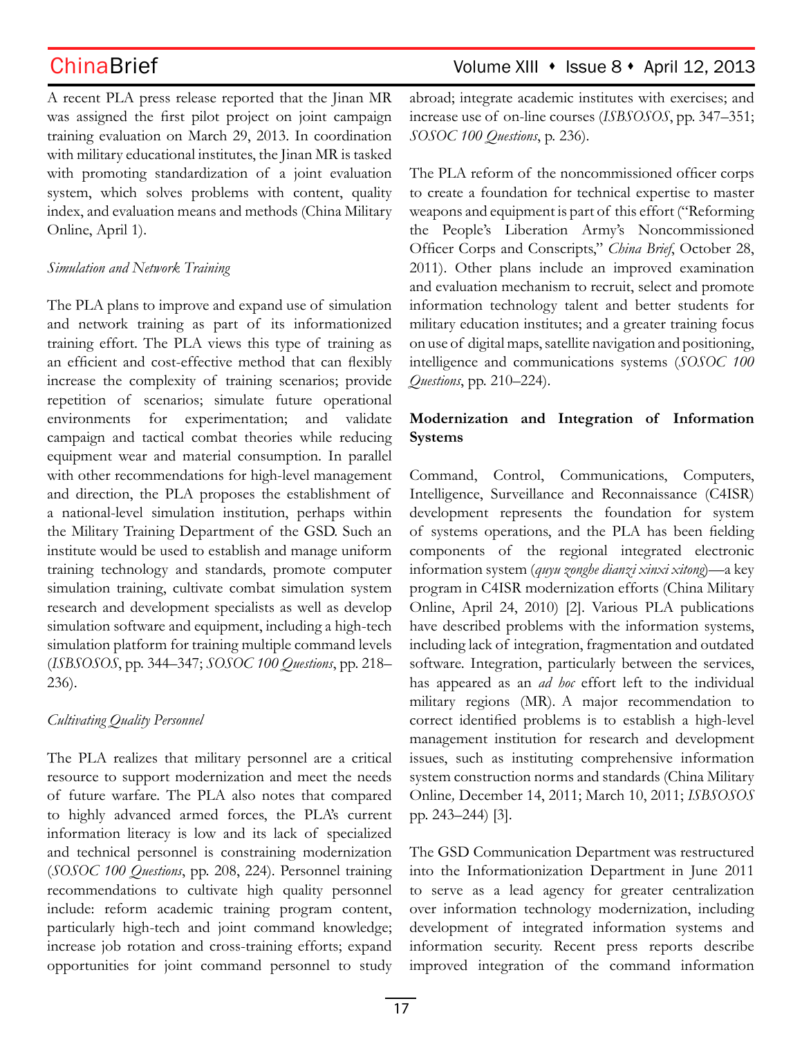A recent PLA press release reported that the Jinan MR was assigned the first pilot project on joint campaign training evaluation on March 29, 2013. In coordination with military educational institutes, the Jinan MR is tasked with promoting standardization of a joint evaluation system, which solves problems with content, quality index, and evaluation means and methods (China Military Online, April 1).

*Simulation and Network Training*

The PLA plans to improve and expand use of simulation and network training as part of its informationized training effort. The PLA views this type of training as an efficient and cost-effective method that can flexibly increase the complexity of training scenarios; provide repetition of scenarios; simulate future operational environments for experimentation; and validate campaign and tactical combat theories while reducing equipment wear and material consumption. In parallel with other recommendations for high-level management and direction, the PLA proposes the establishment of a national-level simulation institution, perhaps within the Military Training Department of the GSD. Such an institute would be used to establish and manage uniform training technology and standards, promote computer simulation training, cultivate combat simulation system research and development specialists as well as develop simulation software and equipment, including a high-tech simulation platform for training multiple command levels (*ISBSOSOS*, pp. 344–347; *SOSOC 100 Questions*, pp. 218–236).

*Cultivating Quality Personnel*

The PLA realizes that military personnel are a critical resource to support modernization and meet the needs of future warfare. The PLA also notes that compared to highly advanced armed forces, the PLA's current information literacy is low and its lack of specialized and technical personnel is constraining modernization (*SOSOC 100 Questions*, pp. 208, 224). Personnel training recommendations to cultivate high quality personnel include: reform academic training program content, particularly high-tech and joint command knowledge; increase job rotation and cross-training efforts; expand opportunities for joint command personnel to study abroad; integrate academic institutes with exercises; and increase use of on-line courses (*ISBSOSOS*, pp. 347–351; *SOSOC 100 Questions*, p. 236).

The PLA reform of the noncommissioned officer corps to create a foundation for technical expertise to master weapons and equipment is part of this effort ("Reforming the People's Liberation Army's Noncommissioned Officer Corps and Conscripts," *China Brief*, October 28, 2011). Other plans include an improved examination and evaluation mechanism to recruit, select and promote information technology talent and better students for military education institutes; and a greater training focus on use of digital maps, satellite navigation and positioning, intelligence and communications systems (*SOSOC 100 Questions*, pp. 210–224).

**Modernization and Integration of Information Systems**

Command, Control, Communications, Computers, Intelligence, Surveillance and Reconnaissance (C4ISR) development represents the foundation for system of systems operations, and the PLA has been fielding components of the regional integrated electronic information system (*quyu zonghe dianzi xinxi xitong*)—a key program in C4ISR modernization efforts (China Military Online, April 24, 2010) [2]. Various PLA publications have described problems with the information systems, including lack of integration, fragmentation and outdated software. Integration, particularly between the services, has appeared as an *ad hoc* effort left to the individual military regions (MR). A major recommendation to correct identified problems is to establish a high-level management institution for research and development issues, such as instituting comprehensive information system construction norms and standards (China Military Online, December 14, 2011; March 10, 2011; *ISBSOSOS* pp. 243–244) [3].

The GSD Communication Department was restructured into the Informationization Department in June 2011 to serve as a lead agency for greater centralization over information technology modernization, including development of integrated information systems and information security. Recent press reports describe improved integration of the command information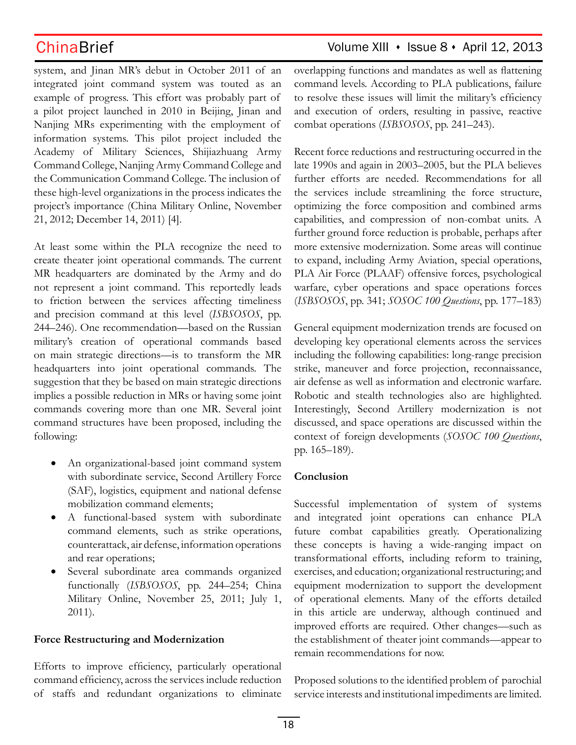system, and Jinan MR's debut in October 2011 of an integrated joint command system was touted as an example of progress. This effort was probably part of a pilot project launched in 2010 in Beijing, Jinan and Nanjing MRs experimenting with the employment of information systems. This pilot project included the Academy of Military Sciences, Shijiazhuang Army Command College, Nanjing Army Command College and the Communication Command College. The inclusion of these high-level organizations in the process indicates the project's importance (China Military Online, November 21, 2012; December 14, 2011) [4].

At least some within the PLA recognize the need to create theater joint operational commands. The current MR headquarters are dominated by the Army and do not represent a joint command. This reportedly leads to friction between the services affecting timeliness and precision command at this level (*ISBSOSOS*, pp. 244–246). One recommendation—based on the Russian military's creation of operational commands based on main strategic directions—is to transform the MR headquarters into joint operational commands. The suggestion that they be based on main strategic directions implies a possible reduction in MRs or having some joint commands covering more than one MR. Several joint command structures have been proposed, including the following:

- An organizational-based joint command system with subordinate service, Second Artillery Force (SAF), logistics, equipment and national defense mobilization command elements;
- A functional-based system with subordinate command elements, such as strike operations, counterattack, air defense, information operations and rear operations;
- Several subordinate area commands organized functionally (*ISBSOSOS*, pp. 244–254; China Military Online, November 25, 2011; July 1, 2011).

**Force Restructuring and Modernization**

Efforts to improve efficiency, particularly operational command efficiency, across the services include reduction of staffs and redundant organizations to eliminate overlapping functions and mandates as well as flattening command levels. According to PLA publications, failure to resolve these issues will limit the military's efficiency and execution of orders, resulting in passive, reactive combat operations (*ISBSOSOS*, pp. 241–243).

Recent force reductions and restructuring occurred in the late 1990s and again in 2003–2005, but the PLA believes further efforts are needed. Recommendations for all the services include streamlining the force structure, optimizing the force composition and combined arms capabilities, and compression of non-combat units. A further ground force reduction is probable, perhaps after more extensive modernization. Some areas will continue to expand, including Army Aviation, special operations, PLA Air Force (PLAAF) offensive forces, psychological warfare, cyber operations and space operations forces (*ISBSOSOS*, pp. 341; *SOSOC 100 Questions*, pp. 177–183)

General equipment modernization trends are focused on developing key operational elements across the services including the following capabilities: long-range precision strike, maneuver and force projection, reconnaissance, air defense as well as information and electronic warfare. Robotic and stealth technologies also are highlighted. Interestingly, Second Artillery modernization is not discussed, and space operations are discussed within the context of foreign developments (*SOSOC 100 Questions*, pp. 165–189).

**Conclusion**

Successful implementation of system of systems and integrated joint operations can enhance PLA future combat capabilities greatly. Operationalizing these concepts is having a wide-ranging impact on transformational efforts, including reform to training, exercises, and education; organizational restructuring; and equipment modernization to support the development of operational elements. Many of the efforts detailed in this article are underway, although continued and improved efforts are required. Other changes—such as the establishment of theater joint commands—appear to remain recommendations for now.

Proposed solutions to the identified problem of parochial service interests and institutional impediments are limited.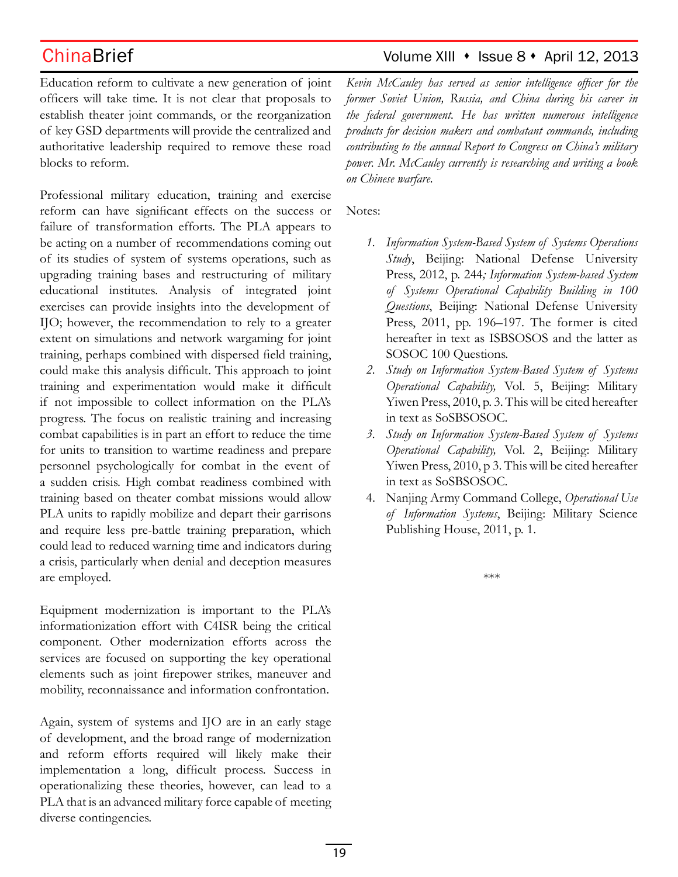Education reform to cultivate a new generation of joint officers will take time. It is not clear that proposals to establish theater joint commands, or the reorganization of key GSD departments will provide the centralized and authoritative leadership required to remove these road blocks to reform.

Professional military education, training and exercise reform can have significant effects on the success or failure of transformation efforts. The PLA appears to be acting on a number of recommendations coming out of its studies of system of systems operations, such as upgrading training bases and restructuring of military educational institutes. Analysis of integrated joint exercises can provide insights into the development of IJO; however, the recommendation to rely to a greater extent on simulations and network wargaming for joint training, perhaps combined with dispersed field training, could make this analysis difficult. This approach to joint training and experimentation would make it difficult if not impossible to collect information on the PLA's progress. The focus on realistic training and increasing combat capabilities is in part an effort to reduce the time for units to transition to wartime readiness and prepare personnel psychologically for combat in the event of a sudden crisis. High combat readiness combined with training based on theater combat missions would allow PLA units to rapidly mobilize and depart their garrisons and require less pre-battle training preparation, which could lead to reduced warning time and indicators during a crisis, particularly when denial and deception measures are employed.

Equipment modernization is important to the PLA's informationization effort with C4ISR being the critical component. Other modernization efforts across the services are focused on supporting the key operational elements such as joint firepower strikes, maneuver and mobility, reconnaissance and information confrontation.

Again, system of systems and IJO are in an early stage of development, and the broad range of modernization and reform efforts required will likely make their implementation a long, difficult process. Success in operationalizing these theories, however, can lead to a PLA that is an advanced military force capable of meeting diverse contingencies.

*Kevin McCauley has served as senior intelligence officer for the former Soviet Union, Russia, and China during his career in the federal government. He has written numerous intelligence products for decision makers and combatant commands, including contributing to the annual Report to Congress on China's military power. Mr. McCauley currently is researching and writing a book on Chinese warfare.*

Notes:

1. *Information System-Based System of Systems Operations Study*, Beijing: National Defense University Press, 2012, p. 244; *Information System-based System of Systems Operational Capability Building in 100 Questions*, Beijing: National Defense University Press, 2011, pp. 196–197. The former is cited hereafter in text as ISBSOSOS and the latter as SOSOC 100 Questions.
2. *Study on Information System-Based System of Systems Operational Capability,* Vol. 5, Beijing: Military Yiwen Press, 2010, p. 3. This will be cited hereafter in text as SoSBSOSOC.
3. *Study on Information System-Based System of Systems Operational Capability,* Vol. 2, Beijing: Military Yiwen Press, 2010, p 3. This will be cited hereafter in text as SoSBSOSOC.
4. Nanjing Army Command College, *Operational Use of Information Systems*, Beijing: Military Science Publishing House, 2011, p. 1.

***